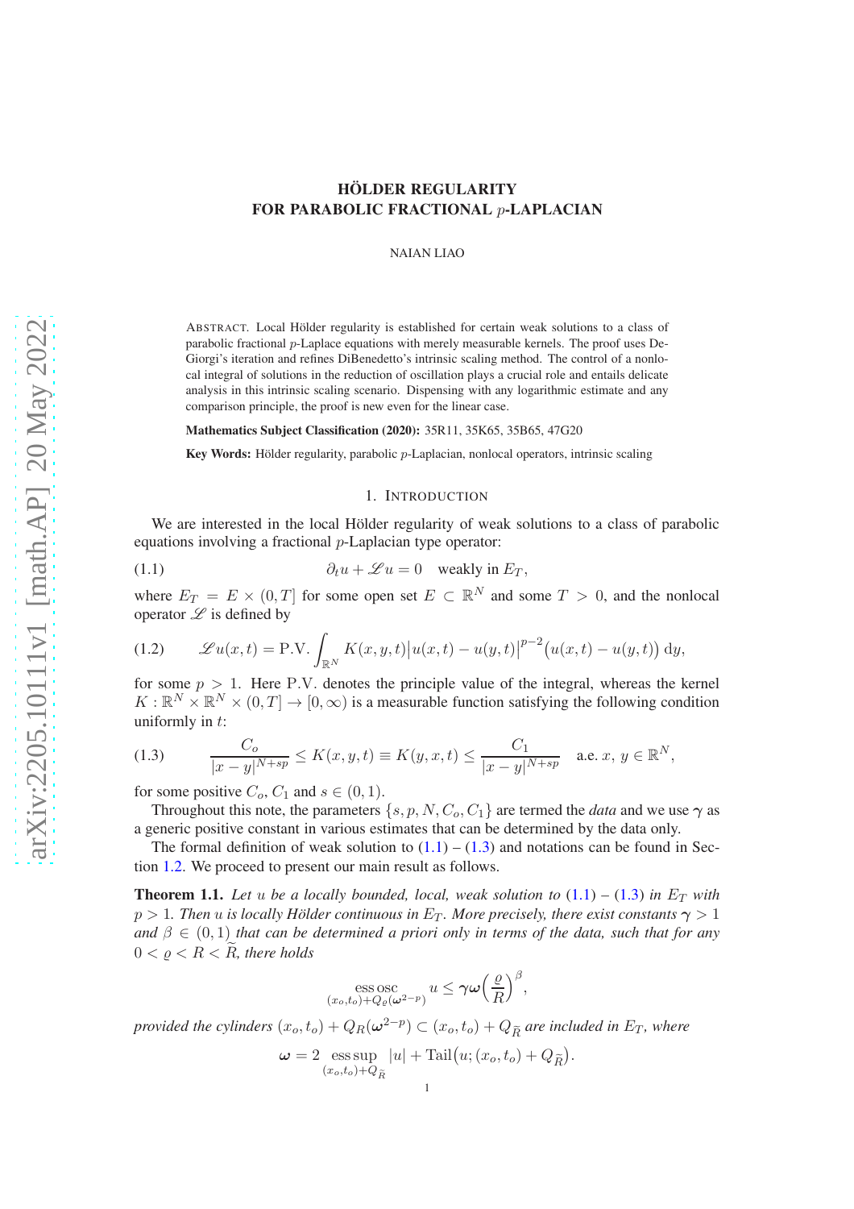# HÖLDER REGULARITY FOR PARABOLIC FRACTIONAL $p$-LAPLACIAN

NAIAN LIAO

ABSTRACT. Local Hölder regularity is established for certain weak solutions to a class of parabolic fractional $p$-Laplace equations with merely measurable kernels. The proof uses De-Giorgi's iteration and refines DiBenedetto's intrinsic scaling method. The control of a nonlocal integral of solutions in the reduction of oscillation plays a crucial role and entails delicate analysis in this intrinsic scaling scenario. Dispensing with any logarithmic estimate and any comparison principle, the proof is new even for the linear case.

**Mathematics Subject Classification (2020):** 35R11, 35K65, 35B65, 47G20

**Key Words:** Hölder regularity, parabolic $p$-Laplacian, nonlocal operators, intrinsic scaling

## 1. INTRODUCTION

We are interested in the local Hölder regularity of weak solutions to a class of parabolic equations involving a fractional $p$-Laplacian type operator:

$$\partial_t u + \mathscr{L} u = 0 \quad \text{weakly in } E_T, \tag{1.1}$$

where $E_T = E \times (0, T]$ for some open set $E \subset \mathbb{R}^N$ and some $T > 0$, and the nonlocal operator $\mathscr{L}$ is defined by

$$\mathscr{L} u(x,t) = \text{P.V.} \int_{\mathbb{R}^N} K(x,y,t) \big|u(x,t) - u(y,t)\big|^{p-2} \big(u(x,t) - u(y,t)\big)\, \mathrm{d}y, \tag{1.2}$$

for some $p > 1$. Here P.V. denotes the principle value of the integral, whereas the kernel $K : \mathbb{R}^N \times \mathbb{R}^N \times (0, T] \to [0, \infty)$ is a measurable function satisfying the following condition uniformly in $t$:

$$\frac{C_o}{|x-y|^{N+sp}} \le K(x,y,t) \equiv K(y,x,t) \le \frac{C_1}{|x-y|^{N+sp}} \quad \text{a.e. } x,\, y \in \mathbb{R}^N, \tag{1.3}$$

for some positive $C_o$, $C_1$ and $s \in (0,1)$.

Throughout this note, the parameters $\{s, p, N, C_o, C_1\}$ are termed the *data* and we use $\boldsymbol{\gamma}$ as a generic positive constant in various estimates that can be determined by the data only.

The formal definition of weak solution to (1.1) – (1.3) and notations can be found in Section 1.2. We proceed to present our main result as follows.

**Theorem 1.1.** *Let $u$ be a locally bounded, local, weak solution to (1.1) – (1.3) in $E_T$ with $p > 1$. Then $u$ is locally Hölder continuous in $E_T$. More precisely, there exist constants $\boldsymbol{\gamma} > 1$ and $\beta \in (0,1)$ that can be determined a priori only in terms of the data, such that for any $0 < \varrho < R < \widetilde{R}$, there holds*

$$\operatorname*{ess\,osc}_{(x_o,t_o)+Q_\varrho(\boldsymbol{\omega}^{2-p})} u \le \boldsymbol{\gamma} \boldsymbol{\omega} \Big(\frac{\varrho}{R}\Big)^{\beta},$$

*provided the cylinders $(x_o,t_o) + Q_R(\boldsymbol{\omega}^{2-p}) \subset (x_o,t_o) + Q_{\widetilde{R}}$ are included in $E_T$, where*

$$\boldsymbol{\omega} = 2 \operatorname*{ess\,sup}_{(x_o,t_o)+Q_{\widetilde{R}}} |u| + \operatorname{Tail}\big(u; (x_o,t_o) + Q_{\widetilde{R}}\big).$$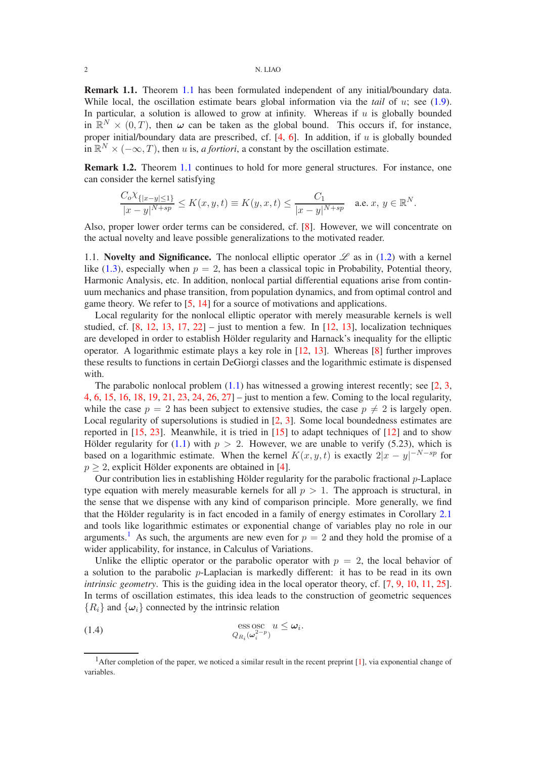**Remark 1.1.** Theorem 1.1 has been formulated independent of any initial/boundary data. While local, the oscillation estimate bears global information via the *tail* of $u$; see (1.9). In particular, a solution is allowed to grow at infinity. Whereas if $u$ is globally bounded in $\mathbb{R}^N \times (0,T)$, then $\boldsymbol{\omega}$ can be taken as the global bound. This occurs if, for instance, proper initial/boundary data are prescribed, cf. [4, 6]. In addition, if $u$ is globally bounded in $\mathbb{R}^N \times (-\infty, T)$, then $u$ is, *a fortiori*, a constant by the oscillation estimate.

**Remark 1.2.** Theorem 1.1 continues to hold for more general structures. For instance, one can consider the kernel satisfying

$$\frac{C_o \chi_{\{|x-y|\le 1\}}}{|x-y|^{N+sp}} \le K(x,y,t) \equiv K(y,x,t) \le \frac{C_1}{|x-y|^{N+sp}} \quad \text{a.e. } x,\, y \in \mathbb{R}^N.$$

Also, proper lower order terms can be considered, cf. [8]. However, we will concentrate on the actual novelty and leave possible generalizations to the motivated reader.

1.1. **Novelty and Significance.** The nonlocal elliptic operator $\mathscr{L}$ as in (1.2) with a kernel like (1.3), especially when $p=2$, has been a classical topic in Probability, Potential theory, Harmonic Analysis, etc. In addition, nonlocal partial differential equations arise from continuum mechanics and phase transition, from population dynamics, and from optimal control and game theory. We refer to [5, 14] for a source of motivations and applications.

Local regularity for the nonlocal elliptic operator with merely measurable kernels is well studied, cf. [8, 12, 13, 17, 22] – just to mention a few. In [12, 13], localization techniques are developed in order to establish Hölder regularity and Harnack's inequality for the elliptic operator. A logarithmic estimate plays a key role in [12, 13]. Whereas [8] further improves these results to functions in certain DeGiorgi classes and the logarithmic estimate is dispensed with.

The parabolic nonlocal problem (1.1) has witnessed a growing interest recently; see [2, 3, 4, 6, 15, 16, 18, 19, 21, 23, 24, 26, 27] – just to mention a few. Coming to the local regularity, while the case $p=2$ has been subject to extensive studies, the case $p \neq 2$ is largely open. Local regularity of supersolutions is studied in [2, 3]. Some local boundedness estimates are reported in [15, 23]. Meanwhile, it is tried in [15] to adapt techniques of [12] and to show Hölder regularity for (1.1) with $p>2$. However, we are unable to verify (5.23), which is based on a logarithmic estimate. When the kernel $K(x,y,t)$ is exactly $2|x-y|^{-N-sp}$ for $p\ge 2$, explicit Hölder exponents are obtained in [4].

Our contribution lies in establishing Hölder regularity for the parabolic fractional $p$-Laplace type equation with merely measurable kernels for all $p>1$. The approach is structural, in the sense that we dispense with any kind of comparison principle. More generally, we find that the Hölder regularity is in fact encoded in a family of energy estimates in Corollary 2.1 and tools like logarithmic estimates or exponential change of variables play no role in our arguments.[1] As such, the arguments are new even for $p=2$ and they hold the promise of a wider applicability, for instance, in Calculus of Variations.

Unlike the elliptic operator or the parabolic operator with $p=2$, the local behavior of a solution to the parabolic $p$-Laplacian is markedly different: it has to be read in its own *intrinsic geometry*. This is the guiding idea in the local operator theory, cf. [7, 9, 10, 11, 25]. In terms of oscillation estimates, this idea leads to the construction of geometric sequences $\{R_i\}$ and $\{\boldsymbol{\omega}_i\}$ connected by the intrinsic relation

$$\operatorname*{ess\,osc}_{Q_{R_i}(\boldsymbol{\omega}_i^{2-p})} u \le \boldsymbol{\omega}_i. \tag{1.4}$$

---

[1] After completion of the paper, we noticed a similar result in the recent preprint [1], via exponential change of variables.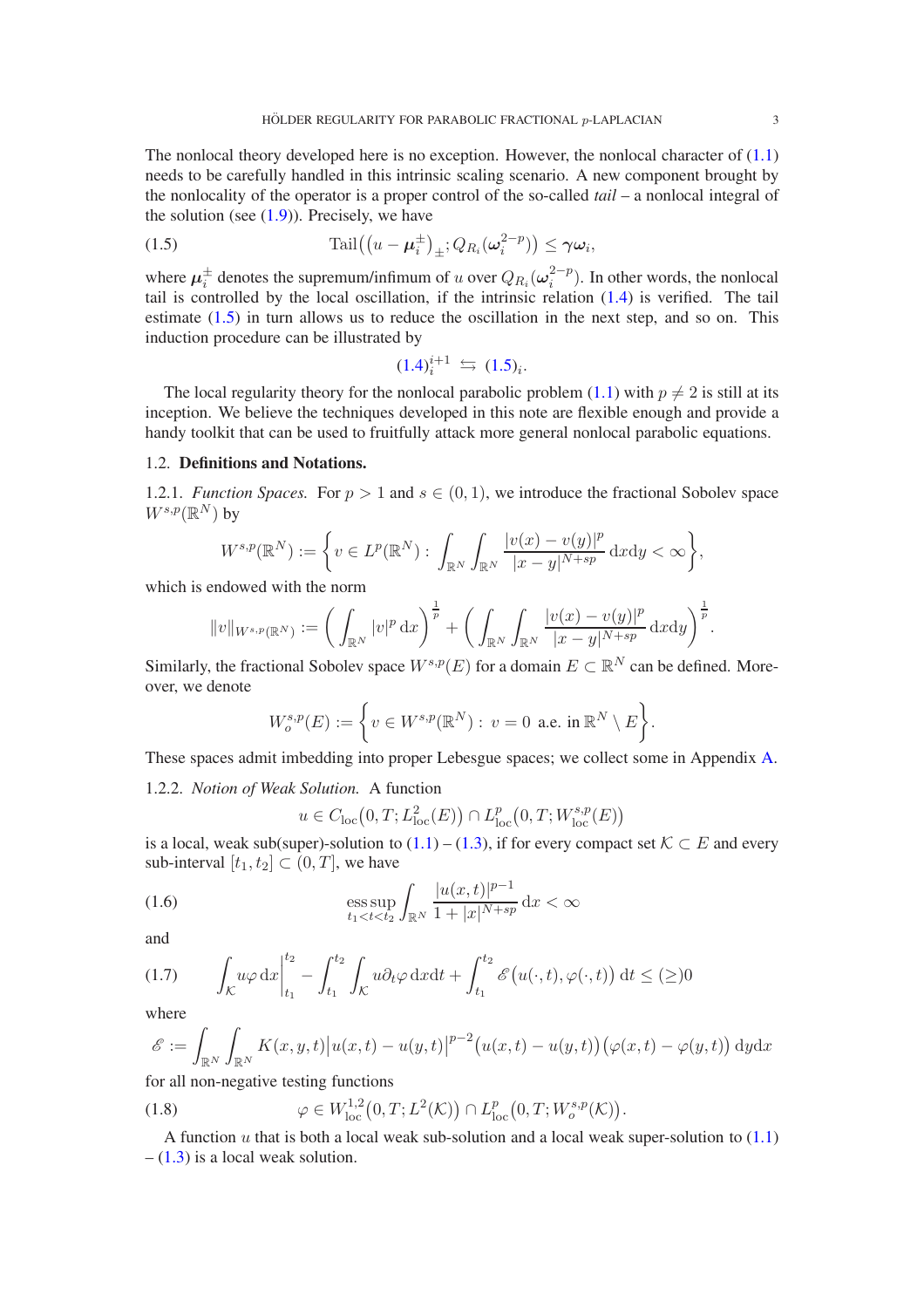The nonlocal theory developed here is no exception. However, the nonlocal character of (1.1) needs to be carefully handled in this intrinsic scaling scenario. A new component brought by the nonlocality of the operator is a proper control of the so-called *tail* – a nonlocal integral of the solution (see (1.9)). Precisely, we have

$$
\operatorname{Tail}\big((u-\boldsymbol{\mu}_i^{\pm})_{\pm}; Q_{R_i}(\boldsymbol{\omega}_i^{2-p})\big) \le \boldsymbol{\gamma}\boldsymbol{\omega}_i, \tag{1.5}
$$

where $\boldsymbol{\mu}_i^{\pm}$ denotes the supremum/infimum of $u$ over $Q_{R_i}(\boldsymbol{\omega}_i^{2-p})$. In other words, the nonlocal tail is controlled by the local oscillation, if the intrinsic relation (1.4) is verified. The tail estimate (1.5) in turn allows us to reduce the oscillation in the next step, and so on. This induction procedure can be illustrated by

$$
(1.4)_i^{i+1} \leftrightarrows (1.5)_i.
$$

The local regularity theory for the nonlocal parabolic problem (1.1) with $p \neq 2$ is still at its inception. We believe the techniques developed in this note are flexible enough and provide a handy toolkit that can be used to fruitfully attack more general nonlocal parabolic equations.

## 1.2. **Definitions and Notations.**

1.2.1. *Function Spaces.* For $p > 1$ and $s \in (0,1)$, we introduce the fractional Sobolev space $W^{s,p}(\mathbb{R}^N)$ by

$$
W^{s,p}(\mathbb{R}^N) := \left\{ v \in L^p(\mathbb{R}^N) : \int_{\mathbb{R}^N}\int_{\mathbb{R}^N} \frac{|v(x)-v(y)|^p}{|x-y|^{N+sp}}\,\mathrm{d}x\mathrm{d}y < \infty \right\},
$$

which is endowed with the norm

$$
\|v\|_{W^{s,p}(\mathbb{R}^N)} := \left( \int_{\mathbb{R}^N} |v|^p \,\mathrm{d}x \right)^{\frac{1}{p}} + \left( \int_{\mathbb{R}^N}\int_{\mathbb{R}^N} \frac{|v(x)-v(y)|^p}{|x-y|^{N+sp}}\,\mathrm{d}x\mathrm{d}y \right)^{\frac{1}{p}}.
$$

Similarly, the fractional Sobolev space $W^{s,p}(E)$ for a domain $E \subset \mathbb{R}^N$ can be defined. Moreover, we denote

$$
W^{s,p}_o(E) := \left\{ v \in W^{s,p}(\mathbb{R}^N) : \ v = 0 \ \text{ a.e. in } \mathbb{R}^N \setminus E \right\}.
$$

These spaces admit imbedding into proper Lebesgue spaces; we collect some in Appendix A.

1.2.2. *Notion of Weak Solution.* A function

$$
u \in C_{\mathrm{loc}}\big(0,T; L^2_{\mathrm{loc}}(E)\big) \cap L^p_{\mathrm{loc}}\big(0,T; W^{s,p}_{\mathrm{loc}}(E)\big)
$$

is a local, weak sub(super)-solution to (1.1) – (1.3), if for every compact set $\mathcal{K} \subset E$ and every sub-interval $[t_1,t_2] \subset (0,T]$, we have

$$
\operatorname*{ess\,sup}_{t_1<t<t_2} \int_{\mathbb{R}^N} \frac{|u(x,t)|^{p-1}}{1+|x|^{N+sp}}\,\mathrm{d}x < \infty \tag{1.6}
$$

and

$$
\int_{\mathcal{K}} u\varphi\,\mathrm{d}x \Big|_{t_1}^{t_2} - \int_{t_1}^{t_2}\int_{\mathcal{K}} u\partial_t\varphi\,\mathrm{d}x\mathrm{d}t + \int_{t_1}^{t_2} \mathscr{E}\big(u(\cdot,t),\varphi(\cdot,t)\big)\,\mathrm{d}t \le (\ge) 0 \tag{1.7}
$$

where

$$
\mathscr{E} := \int_{\mathbb{R}^N}\int_{\mathbb{R}^N} K(x,y,t)\big|u(x,t)-u(y,t)\big|^{p-2}\big(u(x,t)-u(y,t)\big)\big(\varphi(x,t)-\varphi(y,t)\big)\,\mathrm{d}y\mathrm{d}x
$$

for all non-negative testing functions

$$
\varphi \in W^{1,2}_{\mathrm{loc}}\big(0,T; L^2(\mathcal{K})\big) \cap L^p_{\mathrm{loc}}\big(0,T; W^{s,p}_o(\mathcal{K})\big). \tag{1.8}
$$

A function $u$ that is both a local weak sub-solution and a local weak super-solution to (1.1) – (1.3) is a local weak solution.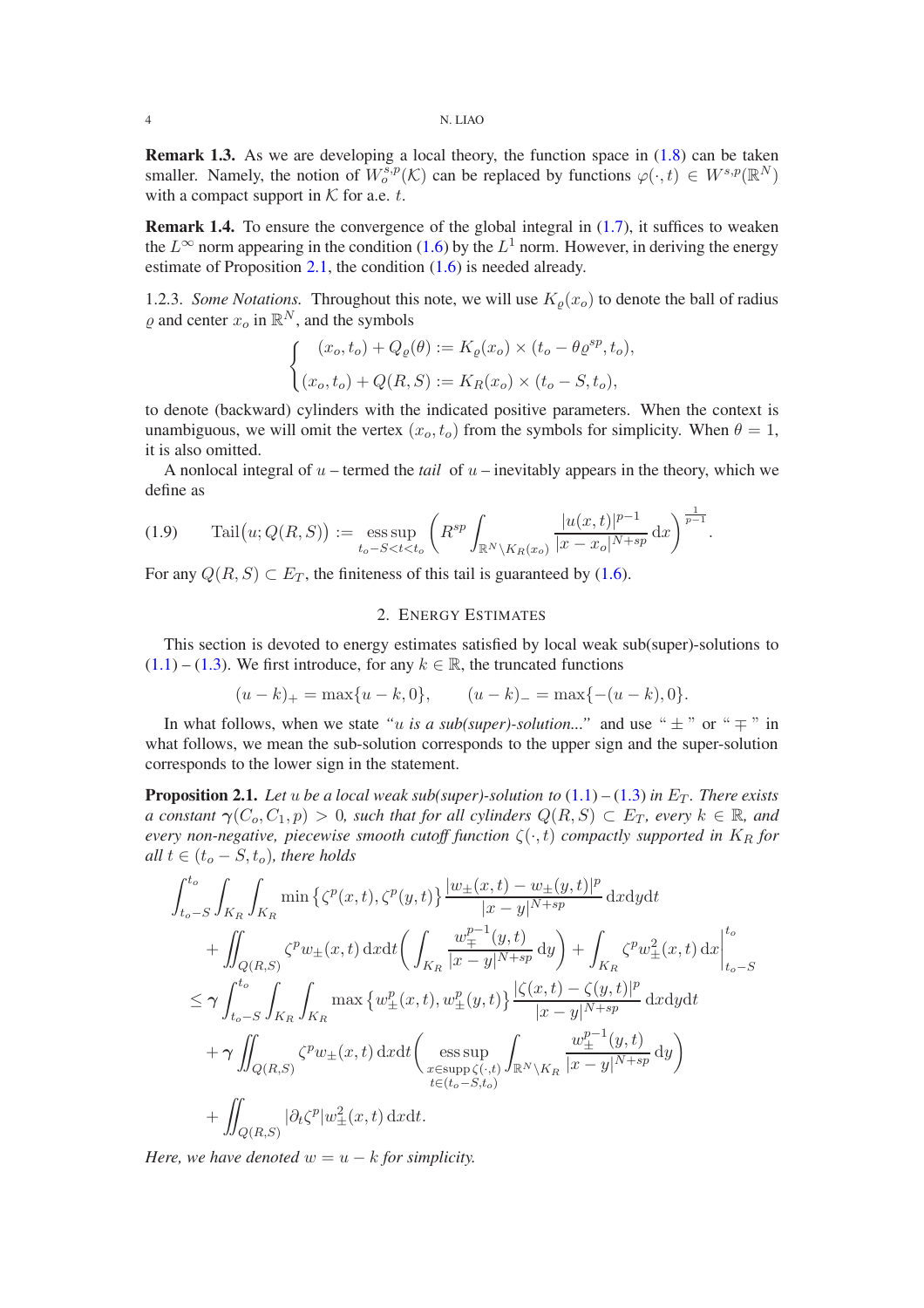**Remark 1.3.** As we are developing a local theory, the function space in (1.8) can be taken smaller. Namely, the notion of $W_o^{s,p}(\mathcal{K})$ can be replaced by functions $\varphi(\cdot,t)\in W^{s,p}(\mathbb{R}^N)$ with a compact support in $\mathcal{K}$ for a.e. $t$.

**Remark 1.4.** To ensure the convergence of the global integral in (1.7), it suffices to weaken the $L^\infty$ norm appearing in the condition (1.6) by the $L^1$ norm. However, in deriving the energy estimate of Proposition 2.1, the condition (1.6) is needed already.

1.2.3. *Some Notations.* Throughout this note, we will use $K_\varrho(x_o)$ to denote the ball of radius $\varrho$ and center $x_o$ in $\mathbb{R}^N$, and the symbols

$$
\begin{cases}
(x_o,t_o)+Q_\varrho(\theta):=K_\varrho(x_o)\times(t_o-\theta\varrho^{sp},t_o),\\
(x_o,t_o)+Q(R,S):=K_R(x_o)\times(t_o-S,t_o),
\end{cases}
$$

to denote (backward) cylinders with the indicated positive parameters. When the context is unambiguous, we will omit the vertex $(x_o,t_o)$ from the symbols for simplicity. When $\theta=1$, it is also omitted.

A nonlocal integral of $u$ – termed the *tail* of $u$ – inevitably appears in the theory, which we define as

$$
\operatorname{Tail}\big(u;Q(R,S)\big):=\operatorname*{ess\,sup}_{t_o-S<t<t_o}\left(R^{sp}\int_{\mathbb{R}^N\setminus K_R(x_o)}\frac{|u(x,t)|^{p-1}}{|x-x_o|^{N+sp}}\,\mathrm{d}x\right)^{\frac{1}{p-1}}. \tag{1.9}
$$

For any $Q(R,S)\subset E_T$, the finiteness of this tail is guaranteed by (1.6).

## 2. Energy Estimates

This section is devoted to energy estimates satisfied by local weak sub(super)-solutions to (1.1) – (1.3). We first introduce, for any $k\in\mathbb{R}$, the truncated functions

$$
(u-k)_+=\max\{u-k,0\},\qquad (u-k)_-=\max\{-(u-k),0\}.
$$

In what follows, when we state *"$u$ is a sub(super)-solution..."* and use " $\pm$ " or " $\mp$ " in what follows, we mean the sub-solution corresponds to the upper sign and the super-solution corresponds to the lower sign in the statement.

**Proposition 2.1.** *Let $u$ be a local weak sub(super)-solution to (1.1) – (1.3) in $E_T$. There exists a constant $\boldsymbol{\gamma}(C_o,C_1,p)>0$, such that for all cylinders $Q(R,S)\subset E_T$, every $k\in\mathbb{R}$, and every non-negative, piecewise smooth cutoff function $\zeta(\cdot,t)$ compactly supported in $K_R$ for all $t\in(t_o-S,t_o)$, there holds*

$$
\begin{aligned}
&\int_{t_o-S}^{t_o}\int_{K_R}\int_{K_R}\min\big\{\zeta^p(x,t),\zeta^p(y,t)\big\}\frac{|w_\pm(x,t)-w_\pm(y,t)|^p}{|x-y|^{N+sp}}\,\mathrm{d}x\mathrm{d}y\mathrm{d}t\\
&\quad+\iint_{Q(R,S)}\zeta^p w_\pm(x,t)\,\mathrm{d}x\mathrm{d}t\bigg(\int_{K_R}\frac{w_\mp^{p-1}(y,t)}{|x-y|^{N+sp}}\,\mathrm{d}y\bigg)+\int_{K_R}\zeta^p w_\pm^2(x,t)\,\mathrm{d}x\bigg|_{t_o-S}^{t_o}\\
&\le\boldsymbol{\gamma}\int_{t_o-S}^{t_o}\int_{K_R}\int_{K_R}\max\big\{w_\pm^p(x,t),w_\pm^p(y,t)\big\}\frac{|\zeta(x,t)-\zeta(y,t)|^p}{|x-y|^{N+sp}}\,\mathrm{d}x\mathrm{d}y\mathrm{d}t\\
&\quad+\boldsymbol{\gamma}\iint_{Q(R,S)}\zeta^p w_\pm(x,t)\,\mathrm{d}x\mathrm{d}t\bigg(\operatorname*{ess\,sup}_{\substack{x\in\operatorname{supp}\zeta(\cdot,t)\\ t\in(t_o-S,t_o)}}\int_{\mathbb{R}^N\setminus K_R}\frac{w_\pm^{p-1}(y,t)}{|x-y|^{N+sp}}\,\mathrm{d}y\bigg)\\
&\quad+\iint_{Q(R,S)}|\partial_t\zeta^p|w_\pm^2(x,t)\,\mathrm{d}x\mathrm{d}t.
\end{aligned}
$$

*Here, we have denoted $w=u-k$ for simplicity.*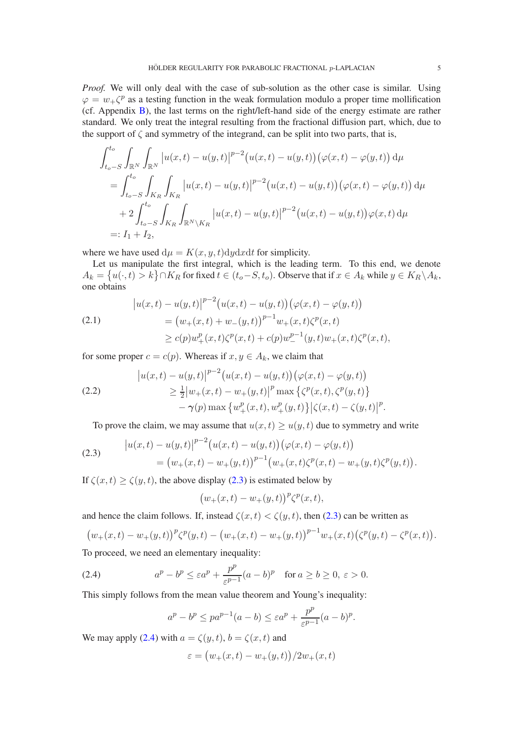*Proof.* We will only deal with the case of sub-solution as the other case is similar. Using $\varphi = w_+\zeta^p$ as a testing function in the weak formulation modulo a proper time mollification (cf. Appendix B), the last terms on the right/left-hand side of the energy estimate are rather standard. We only treat the integral resulting from the fractional diffusion part, which, due to the support of $\zeta$ and symmetry of the integrand, can be split into two parts, that is,

$$
\begin{aligned}
&\int_{t_o-S}^{t_o}\int_{\mathbb{R}^N}\int_{\mathbb{R}^N} \big|u(x,t)-u(y,t)\big|^{p-2}\big(u(x,t)-u(y,t)\big)\big(\varphi(x,t)-\varphi(y,t)\big)\,\mathrm{d}\mu\\
&\quad=\int_{t_o-S}^{t_o}\int_{K_R}\int_{K_R} \big|u(x,t)-u(y,t)\big|^{p-2}\big(u(x,t)-u(y,t)\big)\big(\varphi(x,t)-\varphi(y,t)\big)\,\mathrm{d}\mu\\
&\qquad+2\int_{t_o-S}^{t_o}\int_{K_R}\int_{\mathbb{R}^N\setminus K_R} \big|u(x,t)-u(y,t)\big|^{p-2}\big(u(x,t)-u(y,t)\big)\varphi(x,t)\,\mathrm{d}\mu\\
&\quad=: I_1+I_2,
\end{aligned}
$$

where we have used $\mathrm{d}\mu = K(x,y,t)\mathrm{d}y\mathrm{d}x\mathrm{d}t$ for simplicity.

Let us manipulate the first integral, which is the leading term. To this end, we denote $A_k = \big\{u(\cdot,t) > k\big\}\cap K_R$ for fixed $t\in(t_o-S,t_o)$. Observe that if $x\in A_k$ while $y\in K_R\setminus A_k$, one obtains

$$
\begin{aligned}
&\big|u(x,t)-u(y,t)\big|^{p-2}\big(u(x,t)-u(y,t)\big)\big(\varphi(x,t)-\varphi(y,t)\big)\\
&\quad=\big(w_+(x,t)+w_-(y,t)\big)^{p-1}w_+(x,t)\zeta^p(x,t)\\
&\quad\ge c(p)w_+^p(x,t)\zeta^p(x,t)+c(p)w_-^{p-1}(y,t)w_+(x,t)\zeta^p(x,t),
\end{aligned}
\tag{2.1}
$$

for some proper $c=c(p)$. Whereas if $x,y\in A_k$, we claim that

$$
\begin{aligned}
&\big|u(x,t)-u(y,t)\big|^{p-2}\big(u(x,t)-u(y,t)\big)\big(\varphi(x,t)-\varphi(y,t)\big)\\
&\quad\ge \tfrac{1}{2}\big|w_+(x,t)-w_+(y,t)\big|^p\max\big\{\zeta^p(x,t),\zeta^p(y,t)\big\}\\
&\qquad-\boldsymbol{\gamma}(p)\max\big\{w_+^p(x,t),w_+^p(y,t)\big\}\big|\zeta(x,t)-\zeta(y,t)\big|^p.
\end{aligned}
\tag{2.2}
$$

To prove the claim, we may assume that $u(x,t)\ge u(y,t)$ due to symmetry and write

$$
\begin{aligned}
&\big|u(x,t)-u(y,t)\big|^{p-2}\big(u(x,t)-u(y,t)\big)\big(\varphi(x,t)-\varphi(y,t)\big)\\
&\quad=\big(w_+(x,t)-w_+(y,t)\big)^{p-1}\big(w_+(x,t)\zeta^p(x,t)-w_+(y,t)\zeta^p(y,t)\big).
\end{aligned}
\tag{2.3}
$$

If $\zeta(x,t)\ge\zeta(y,t)$, the above display (2.3) is estimated below by

$$
\big(w_+(x,t)-w_+(y,t)\big)^p\zeta^p(x,t),
$$

and hence the claim follows. If, instead $\zeta(x,t)<\zeta(y,t)$, then (2.3) can be written as

$$
\big(w_+(x,t)-w_+(y,t)\big)^p\zeta^p(y,t)-\big(w_+(x,t)-w_+(y,t)\big)^{p-1}w_+(x,t)\big(\zeta^p(y,t)-\zeta^p(x,t)\big).
$$

To proceed, we need an elementary inequality:

$$
a^p-b^p\le\varepsilon a^p+\frac{p^p}{\varepsilon^{p-1}}(a-b)^p\quad\text{for } a\ge b\ge 0,\ \varepsilon>0.
\tag{2.4}
$$

This simply follows from the mean value theorem and Young's inequality:

$$
a^p-b^p\le pa^{p-1}(a-b)\le\varepsilon a^p+\frac{p^p}{\varepsilon^{p-1}}(a-b)^p.
$$

We may apply (2.4) with $a=\zeta(y,t)$, $b=\zeta(x,t)$ and

$$
\varepsilon=\big(w_+(x,t)-w_+(y,t)\big)/2w_+(x,t)
$$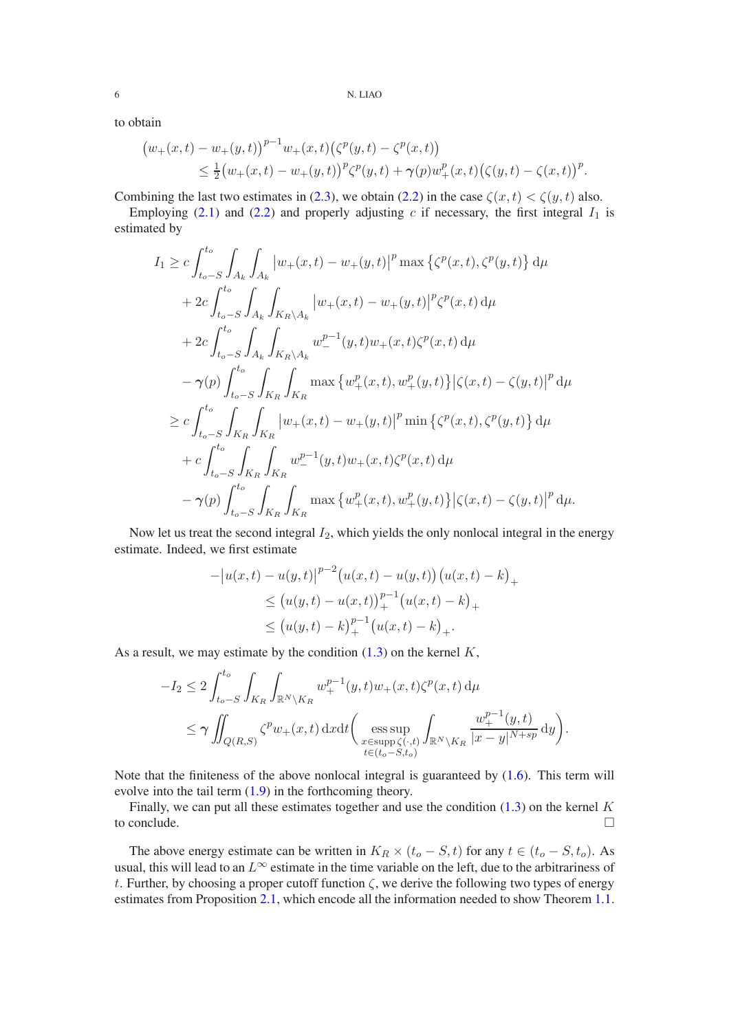to obtain

$$
\begin{aligned}
&\big(w_+(x,t)-w_+(y,t)\big)^{p-1}w_+(x,t)\big(\zeta^p(y,t)-\zeta^p(x,t)\big)\\
&\qquad\le \tfrac12\big(w_+(x,t)-w_+(y,t)\big)^p\zeta^p(y,t)+\boldsymbol{\gamma}(p)w_+^p(x,t)\big(\zeta(y,t)-\zeta(x,t)\big)^p.
\end{aligned}
$$

Combining the last two estimates in (2.3), we obtain (2.2) in the case $\zeta(x,t)<\zeta(y,t)$ also.

Employing (2.1) and (2.2) and properly adjusting $c$ if necessary, the first integral $I_1$ is estimated by

$$
\begin{aligned}
I_1 &\ge c\int_{t_o-S}^{t_o}\int_{A_k}\int_{A_k}\big|w_+(x,t)-w_+(y,t)\big|^p\max\big\{\zeta^p(x,t),\zeta^p(y,t)\big\}\,\mathrm{d}\mu\\
&\quad+2c\int_{t_o-S}^{t_o}\int_{A_k}\int_{K_R\setminus A_k}\big|w_+(x,t)-w_+(y,t)\big|^p\zeta^p(x,t)\,\mathrm{d}\mu\\
&\quad+2c\int_{t_o-S}^{t_o}\int_{A_k}\int_{K_R\setminus A_k}w_-^{p-1}(y,t)w_+(x,t)\zeta^p(x,t)\,\mathrm{d}\mu\\
&\quad-\boldsymbol{\gamma}(p)\int_{t_o-S}^{t_o}\int_{K_R}\int_{K_R}\max\big\{w_+^p(x,t),w_+^p(y,t)\big\}\big|\zeta(x,t)-\zeta(y,t)\big|^p\,\mathrm{d}\mu\\
&\ge c\int_{t_o-S}^{t_o}\int_{K_R}\int_{K_R}\big|w_+(x,t)-w_+(y,t)\big|^p\min\big\{\zeta^p(x,t),\zeta^p(y,t)\big\}\,\mathrm{d}\mu\\
&\quad+c\int_{t_o-S}^{t_o}\int_{K_R}\int_{K_R}w_-^{p-1}(y,t)w_+(x,t)\zeta^p(x,t)\,\mathrm{d}\mu\\
&\quad-\boldsymbol{\gamma}(p)\int_{t_o-S}^{t_o}\int_{K_R}\int_{K_R}\max\big\{w_+^p(x,t),w_+^p(y,t)\big\}\big|\zeta(x,t)-\zeta(y,t)\big|^p\,\mathrm{d}\mu.
\end{aligned}
$$

Now let us treat the second integral $I_2$, which yields the only nonlocal integral in the energy estimate. Indeed, we first estimate

$$
\begin{aligned}
-\big|u(x,t)-u(y,t)\big|^{p-2}&\big(u(x,t)-u(y,t)\big)\big(u(x,t)-k\big)_+\\
&\le\big(u(y,t)-u(x,t)\big)_+^{p-1}\big(u(x,t)-k\big)_+\\
&\le\big(u(y,t)-k\big)_+^{p-1}\big(u(x,t)-k\big)_+.
\end{aligned}
$$

As a result, we may estimate by the condition (1.3) on the kernel $K$,

$$
\begin{aligned}
-I_2&\le 2\int_{t_o-S}^{t_o}\int_{K_R}\int_{\mathbb{R}^N\setminus K_R}w_+^{p-1}(y,t)w_+(x,t)\zeta^p(x,t)\,\mathrm{d}\mu\\
&\le\boldsymbol{\gamma}\iint_{Q(R,S)}\zeta^p w_+(x,t)\,\mathrm{d}x\mathrm{d}t\bigg(\operatorname*{ess\,sup}_{\substack{x\in\operatorname{supp}\zeta(\cdot,t)\\ t\in(t_o-S,t_o)}}\int_{\mathbb{R}^N\setminus K_R}\frac{w_+^{p-1}(y,t)}{|x-y|^{N+sp}}\,\mathrm{d}y\bigg).
\end{aligned}
$$

Note that the finiteness of the above nonlocal integral is guaranteed by (1.6). This term will evolve into the tail term (1.9) in the forthcoming theory.

Finally, we can put all these estimates together and use the condition (1.3) on the kernel $K$ to conclude. $\square$

The above energy estimate can be written in $K_R\times(t_o-S,t)$ for any $t\in(t_o-S,t_o)$. As usual, this will lead to an $L^\infty$ estimate in the time variable on the left, due to the arbitrariness of $t$. Further, by choosing a proper cutoff function $\zeta$, we derive the following two types of energy estimates from Proposition 2.1, which encode all the information needed to show Theorem 1.1.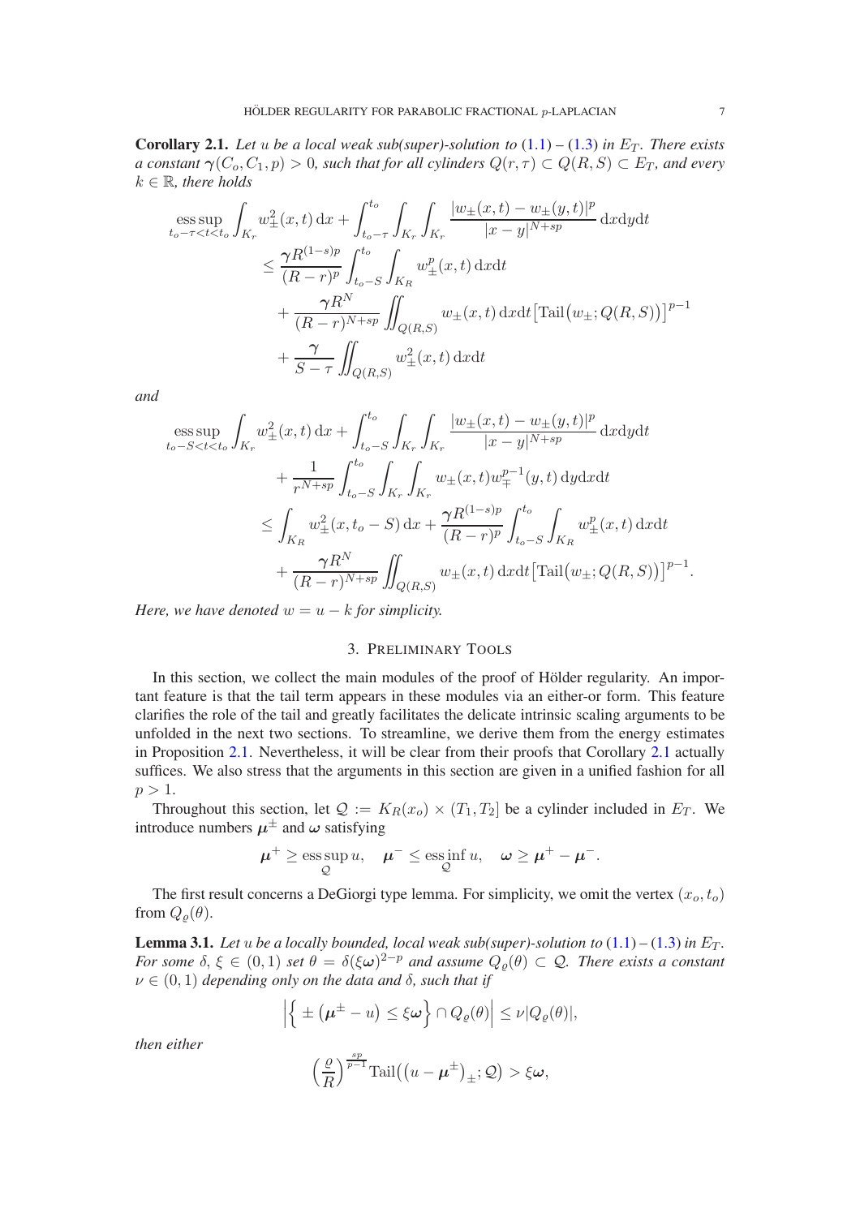**Corollary 2.1.** *Let $u$ be a local weak sub(super)-solution to (1.1) – (1.3) in $E_T$. There exists a constant $\boldsymbol{\gamma}(C_o, C_1, p) > 0$, such that for all cylinders $Q(r,\tau) \subset Q(R,S) \subset E_T$, and every $k \in \mathbb{R}$, there holds*

$$
\begin{aligned}
\operatorname*{ess\,sup}_{t_o-\tau<t<t_o} \int_{K_r} w_\pm^2(x,t)\,\mathrm{d}x &+ \int_{t_o-\tau}^{t_o}\int_{K_r}\int_{K_r} \frac{|w_\pm(x,t)-w_\pm(y,t)|^p}{|x-y|^{N+sp}}\,\mathrm{d}x\mathrm{d}y\mathrm{d}t \\
&\le \frac{\boldsymbol{\gamma} R^{(1-s)p}}{(R-r)^p}\int_{t_o-S}^{t_o}\int_{K_R} w_\pm^p(x,t)\,\mathrm{d}x\mathrm{d}t \\
&\quad + \frac{\boldsymbol{\gamma} R^N}{(R-r)^{N+sp}}\iint_{Q(R,S)} w_\pm(x,t)\,\mathrm{d}x\mathrm{d}t\big[\mathrm{Tail}\big(w_\pm; Q(R,S)\big)\big]^{p-1} \\
&\quad + \frac{\boldsymbol{\gamma}}{S-\tau}\iint_{Q(R,S)} w_\pm^2(x,t)\,\mathrm{d}x\mathrm{d}t
\end{aligned}
$$

*and*

$$
\begin{aligned}
\operatorname*{ess\,sup}_{t_o-S<t<t_o} \int_{K_r} w_\pm^2(x,t)\,\mathrm{d}x &+ \int_{t_o-S}^{t_o}\int_{K_r}\int_{K_r} \frac{|w_\pm(x,t)-w_\pm(y,t)|^p}{|x-y|^{N+sp}}\,\mathrm{d}x\mathrm{d}y\mathrm{d}t \\
&+ \frac{1}{r^{N+sp}}\int_{t_o-S}^{t_o}\int_{K_r}\int_{K_r} w_\pm(x,t) w_\mp^{p-1}(y,t)\,\mathrm{d}y\mathrm{d}x\mathrm{d}t \\
\le \int_{K_R} w_\pm^2(x,t_o-S)\,\mathrm{d}x &+ \frac{\boldsymbol{\gamma} R^{(1-s)p}}{(R-r)^p}\int_{t_o-S}^{t_o}\int_{K_R} w_\pm^p(x,t)\,\mathrm{d}x\mathrm{d}t \\
&+ \frac{\boldsymbol{\gamma} R^N}{(R-r)^{N+sp}}\iint_{Q(R,S)} w_\pm(x,t)\,\mathrm{d}x\mathrm{d}t\big[\mathrm{Tail}\big(w_\pm; Q(R,S)\big)\big]^{p-1}.
\end{aligned}
$$

*Here, we have denoted $w = u - k$ for simplicity.*

## 3. Preliminary Tools

In this section, we collect the main modules of the proof of Hölder regularity. An important feature is that the tail term appears in these modules via an either-or form. This feature clarifies the role of the tail and greatly facilitates the delicate intrinsic scaling arguments to be unfolded in the next two sections. To streamline, we derive them from the energy estimates in Proposition 2.1. Nevertheless, it will be clear from their proofs that Corollary 2.1 actually suffices. We also stress that the arguments in this section are given in a unified fashion for all $p > 1$.

Throughout this section, let $\mathcal{Q} := K_R(x_o) \times (T_1, T_2]$ be a cylinder included in $E_T$. We introduce numbers $\boldsymbol{\mu}^\pm$ and $\boldsymbol{\omega}$ satisfying

$$
\boldsymbol{\mu}^+ \ge \operatorname*{ess\,sup}_{\mathcal{Q}} u, \quad \boldsymbol{\mu}^- \le \operatorname*{ess\,inf}_{\mathcal{Q}} u, \quad \boldsymbol{\omega} \ge \boldsymbol{\mu}^+ - \boldsymbol{\mu}^-.
$$

The first result concerns a DeGiorgi type lemma. For simplicity, we omit the vertex $(x_o, t_o)$ from $Q_\varrho(\theta)$.

**Lemma 3.1.** *Let $u$ be a locally bounded, local weak sub(super)-solution to (1.1) – (1.3) in $E_T$. For some $\delta$, $\xi \in (0,1)$ set $\theta = \delta(\xi\boldsymbol{\omega})^{2-p}$ and assume $Q_\varrho(\theta) \subset \mathcal{Q}$. There exists a constant $\nu \in (0,1)$ depending only on the data and $\delta$, such that if*

$$
\Big|\Big\{ \pm\big(\boldsymbol{\mu}^\pm - u\big) \le \xi\boldsymbol{\omega}\Big\} \cap Q_\varrho(\theta)\Big| \le \nu |Q_\varrho(\theta)|,
$$

*then either*

$$
\Big(\frac{\varrho}{R}\Big)^{\frac{sp}{p-1}} \mathrm{Tail}\big((u-\boldsymbol{\mu}^\pm)_\pm; \mathcal{Q}\big) > \xi\boldsymbol{\omega},
$$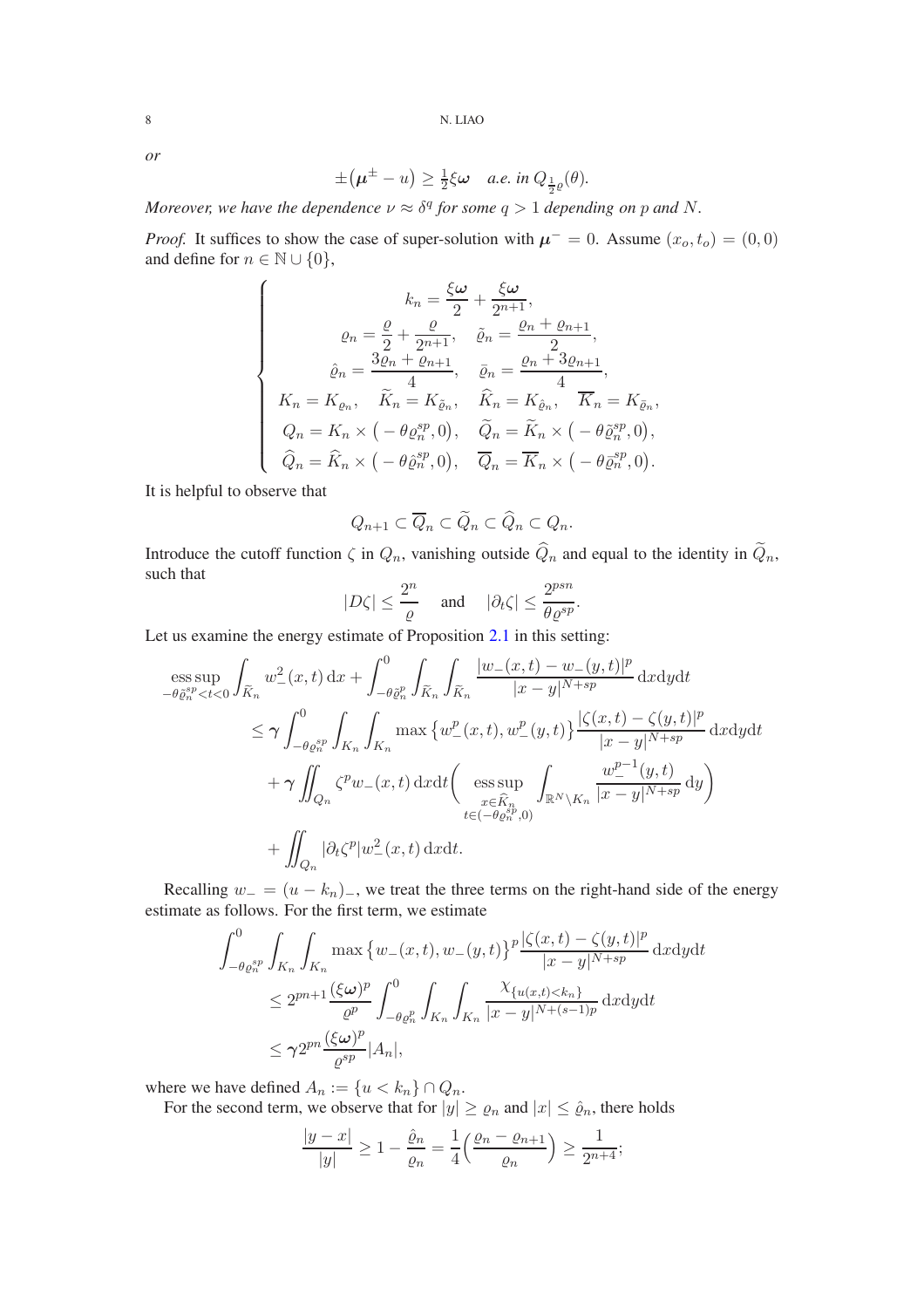*or*

$$\pm\big(\boldsymbol{\mu}^{\pm} - u\big) \geq \tfrac{1}{2}\xi\boldsymbol{\omega} \quad \text{a.e. in } Q_{\frac{1}{2}\varrho}(\theta).$$

*Moreover, we have the dependence $\nu \approx \delta^q$ for some $q > 1$ depending on $p$ and $N$.*

*Proof.* It suffices to show the case of super-solution with $\boldsymbol{\mu}^- = 0$. Assume $(x_o, t_o) = (0, 0)$ and define for $n \in \mathbb{N} \cup \{0\}$,

$$\left\{\begin{array}{c}
k_n = \dfrac{\xi\boldsymbol{\omega}}{2} + \dfrac{\xi\boldsymbol{\omega}}{2^{n+1}}, \\[2mm]
\varrho_n = \dfrac{\varrho}{2} + \dfrac{\varrho}{2^{n+1}}, \quad \tilde{\varrho}_n = \dfrac{\varrho_n + \varrho_{n+1}}{2}, \\[2mm]
\hat{\varrho}_n = \dfrac{3\varrho_n + \varrho_{n+1}}{4}, \quad \bar{\varrho}_n = \dfrac{\varrho_n + 3\varrho_{n+1}}{4}, \\[2mm]
K_n = K_{\varrho_n}, \quad \widetilde{K}_n = K_{\tilde{\varrho}_n}, \quad \widehat{K}_n = K_{\hat{\varrho}_n}, \quad \overline{K}_n = K_{\bar{\varrho}_n}, \\[2mm]
Q_n = K_n \times \big(-\theta\varrho_n^{sp}, 0\big), \quad \widetilde{Q}_n = \widetilde{K}_n \times \big(-\theta\tilde{\varrho}_n^{sp}, 0\big), \\[2mm]
\widehat{Q}_n = \widehat{K}_n \times \big(-\theta\hat{\varrho}_n^{sp}, 0\big), \quad \overline{Q}_n = \overline{K}_n \times \big(-\theta\bar{\varrho}_n^{sp}, 0\big).
\end{array}\right.$$

It is helpful to observe that

$$Q_{n+1} \subset \overline{Q}_n \subset \widetilde{Q}_n \subset \widehat{Q}_n \subset Q_n.$$

Introduce the cutoff function $\zeta$ in $Q_n$, vanishing outside $\widehat{Q}_n$ and equal to the identity in $\widetilde{Q}_n$, such that

$$|D\zeta| \leq \frac{2^n}{\varrho} \quad \text{and} \quad |\partial_t \zeta| \leq \frac{2^{psn}}{\theta\varrho^{sp}}.$$

Let us examine the energy estimate of Proposition 2.1 in this setting:

$$\begin{aligned}
\operatorname*{ess\,sup}_{-\theta\tilde{\varrho}_n^{sp} < t < 0} \int_{\widetilde{K}_n} w_-^2(x,t)\,\mathrm{d}x &+ \int_{-\theta\tilde{\varrho}_n^{p}}^{0} \int_{\widetilde{K}_n} \int_{\widetilde{K}_n} \frac{|w_-(x,t) - w_-(y,t)|^p}{|x-y|^{N+sp}}\,\mathrm{d}x\mathrm{d}y\mathrm{d}t \\
&\leq \boldsymbol{\gamma} \int_{-\theta\varrho_n^{sp}}^{0} \int_{K_n} \int_{K_n} \max\big\{w_-^p(x,t), w_-^p(y,t)\big\} \frac{|\zeta(x,t) - \zeta(y,t)|^p}{|x-y|^{N+sp}}\,\mathrm{d}x\mathrm{d}y\mathrm{d}t \\
&\quad + \boldsymbol{\gamma} \iint_{Q_n} \zeta^p w_-(x,t)\,\mathrm{d}x\mathrm{d}t \bigg( \operatorname*{ess\,sup}_{\substack{x \in \widehat{K}_n \\ t \in (-\theta\hat{\varrho}_n^{sp}, 0)}} \int_{\mathbb{R}^N \setminus K_n} \frac{w_-^{p-1}(y,t)}{|x-y|^{N+sp}}\,\mathrm{d}y \bigg) \\
&\quad + \iint_{Q_n} |\partial_t \zeta^p| w_-^2(x,t)\,\mathrm{d}x\mathrm{d}t.
\end{aligned}$$

Recalling $w_- = (u - k_n)_-$, we treat the three terms on the right-hand side of the energy estimate as follows. For the first term, we estimate

$$\begin{aligned}
\int_{-\theta\varrho_n^{sp}}^{0} \int_{K_n} \int_{K_n} &\max\big\{w_-(x,t), w_-(y,t)\big\}^p \frac{|\zeta(x,t) - \zeta(y,t)|^p}{|x-y|^{N+sp}}\,\mathrm{d}x\mathrm{d}y\mathrm{d}t \\
&\leq 2^{pn+1} \frac{(\xi\boldsymbol{\omega})^p}{\varrho^p} \int_{-\theta\varrho_n^{p}}^{0} \int_{K_n} \int_{K_n} \frac{\chi_{\{u(x,t) < k_n\}}}{|x-y|^{N+(s-1)p}}\,\mathrm{d}x\mathrm{d}y\mathrm{d}t \\
&\leq \boldsymbol{\gamma} 2^{pn} \frac{(\xi\boldsymbol{\omega})^p}{\varrho^{sp}} |A_n|,
\end{aligned}$$

where we have defined $A_n := \{u < k_n\} \cap Q_n$.

For the second term, we observe that for $|y| \geq \varrho_n$ and $|x| \leq \hat{\varrho}_n$, there holds

$$\frac{|y - x|}{|y|} \geq 1 - \frac{\hat{\varrho}_n}{\varrho_n} = \frac{1}{4}\Big(\frac{\varrho_n - \varrho_{n+1}}{\varrho_n}\Big) \geq \frac{1}{2^{n+4}};$$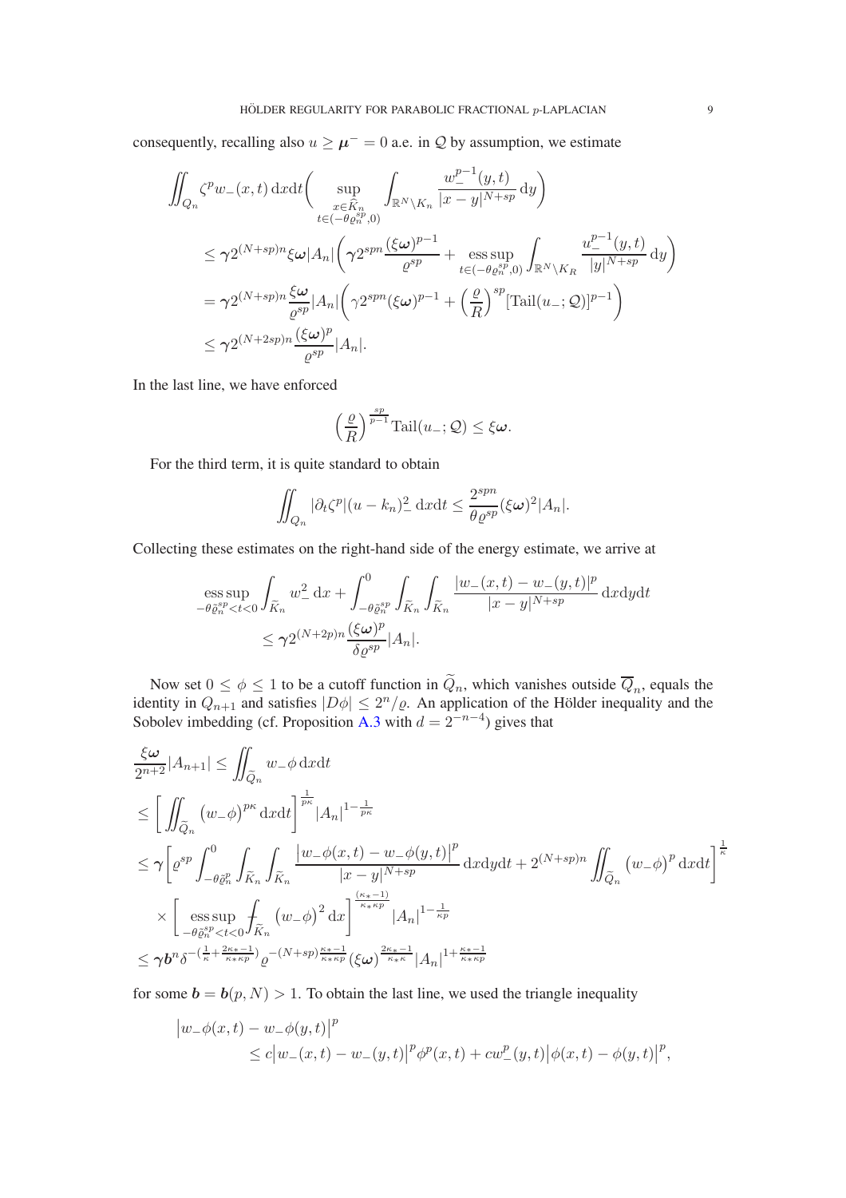consequently, recalling also $u \geq \boldsymbol{\mu}^- = 0$ a.e. in $\mathcal{Q}$ by assumption, we estimate

$$
\begin{aligned}
&\iint_{Q_n} \zeta^p w_-(x,t)\,\mathrm{d}x\mathrm{d}t \bigg( \sup_{\substack{x \in \widehat{K}_n \\ t \in (-\theta \varrho_n^{sp}, 0)}} \int_{\mathbb{R}^N \setminus K_n} \frac{w_-^{p-1}(y,t)}{|x-y|^{N+sp}}\,\mathrm{d}y \bigg) \\
&\leq \boldsymbol{\gamma} 2^{(N+sp)n} \xi \boldsymbol{\omega} |A_n| \bigg( \boldsymbol{\gamma} 2^{spn} \frac{(\xi\boldsymbol{\omega})^{p-1}}{\varrho^{sp}} + \operatorname*{ess\,sup}_{t \in (-\theta \varrho_n^{sp}, 0)} \int_{\mathbb{R}^N \setminus K_R} \frac{u_-^{p-1}(y,t)}{|y|^{N+sp}}\,\mathrm{d}y \bigg) \\
&= \boldsymbol{\gamma} 2^{(N+sp)n} \frac{\xi \boldsymbol{\omega}}{\varrho^{sp}} |A_n| \bigg( \boldsymbol{\gamma} 2^{spn} (\xi\boldsymbol{\omega})^{p-1} + \Big(\frac{\varrho}{R}\Big)^{sp} [\mathrm{Tail}(u_-; \mathcal{Q})]^{p-1} \bigg) \\
&\leq \boldsymbol{\gamma} 2^{(N+2sp)n} \frac{(\xi\boldsymbol{\omega})^p}{\varrho^{sp}} |A_n|.
\end{aligned}
$$

In the last line, we have enforced

$$
\Big(\frac{\varrho}{R}\Big)^{\frac{sp}{p-1}} \mathrm{Tail}(u_-; \mathcal{Q}) \leq \xi \boldsymbol{\omega}.
$$

For the third term, it is quite standard to obtain

$$
\iint_{Q_n} |\partial_t \zeta^p| (u-k_n)_-^2 \,\mathrm{d}x\mathrm{d}t \leq \frac{2^{spn}}{\theta \varrho^{sp}} (\xi\boldsymbol{\omega})^2 |A_n|.
$$

Collecting these estimates on the right-hand side of the energy estimate, we arrive at

$$
\begin{aligned}
&\operatorname*{ess\,sup}_{-\theta \tilde{\varrho}_n^{sp} < t < 0} \int_{\widetilde{K}_n} w_-^2 \,\mathrm{d}x + \int_{-\theta \tilde{\varrho}_n^{sp}}^0 \int_{\widetilde{K}_n} \int_{\widetilde{K}_n} \frac{|w_-(x,t) - w_-(y,t)|^p}{|x-y|^{N+sp}}\,\mathrm{d}x\mathrm{d}y\mathrm{d}t \\
&\qquad \leq \boldsymbol{\gamma} 2^{(N+2p)n} \frac{(\xi\boldsymbol{\omega})^p}{\delta \varrho^{sp}} |A_n|.
\end{aligned}
$$

Now set $0 \leq \phi \leq 1$ to be a cutoff function in $\widetilde{Q}_n$, which vanishes outside $\overline{Q}_n$, equals the identity in $Q_{n+1}$ and satisfies $|D\phi| \leq 2^n/\varrho$. An application of the Hölder inequality and the Sobolev imbedding (cf. Proposition A.3 with $d = 2^{-n-4}$) gives that

$$
\begin{aligned}
&\frac{\xi\boldsymbol{\omega}}{2^{n+2}} |A_{n+1}| \leq \iint_{\widetilde{Q}_n} w_- \phi \,\mathrm{d}x\mathrm{d}t \\
&\leq \bigg[ \iint_{\widetilde{Q}_n} \big(w_-\phi\big)^{p\kappa} \,\mathrm{d}x\mathrm{d}t \bigg]^{\frac{1}{p\kappa}} |A_n|^{1-\frac{1}{p\kappa}} \\
&\leq \boldsymbol{\gamma} \bigg[ \varrho^{sp} \int_{-\theta \tilde{\varrho}_n^p}^0 \int_{\widetilde{K}_n} \int_{\widetilde{K}_n} \frac{\big|w_-\phi(x,t) - w_-\phi(y,t)\big|^p}{|x-y|^{N+sp}}\,\mathrm{d}x\mathrm{d}y\mathrm{d}t + 2^{(N+sp)n} \iint_{\widetilde{Q}_n} \big(w_-\phi\big)^p \,\mathrm{d}x\mathrm{d}t \bigg]^{\frac{1}{\kappa}} \\
&\quad \times \bigg[ \operatorname*{ess\,sup}_{-\theta \tilde{\varrho}_n^{sp} < t < 0} \fint_{\widetilde{K}_n} \big(w_-\phi\big)^2 \,\mathrm{d}x \bigg]^{\frac{(\kappa_*-1)}{\kappa_*\kappa p}} |A_n|^{1-\frac{1}{\kappa p}} \\
&\leq \boldsymbol{\gamma} \boldsymbol{b}^n \delta^{-(\frac{1}{\kappa} + \frac{2\kappa_*-1}{\kappa_*\kappa p})} \varrho^{-(N+sp)\frac{\kappa_*-1}{\kappa_*\kappa p}} (\xi\boldsymbol{\omega})^{\frac{2\kappa_*-1}{\kappa_*\kappa}} |A_n|^{1+\frac{\kappa_*-1}{\kappa_*\kappa p}}
\end{aligned}
$$

for some $\boldsymbol{b} = \boldsymbol{b}(p,N) > 1$. To obtain the last line, we used the triangle inequality

$$
\begin{aligned}
&\big|w_-\phi(x,t) - w_-\phi(y,t)\big|^p \\
&\qquad \leq c\big|w_-(x,t) - w_-(y,t)\big|^p \phi^p(x,t) + c w_-^p(y,t) \big|\phi(x,t) - \phi(y,t)\big|^p,
\end{aligned}
$$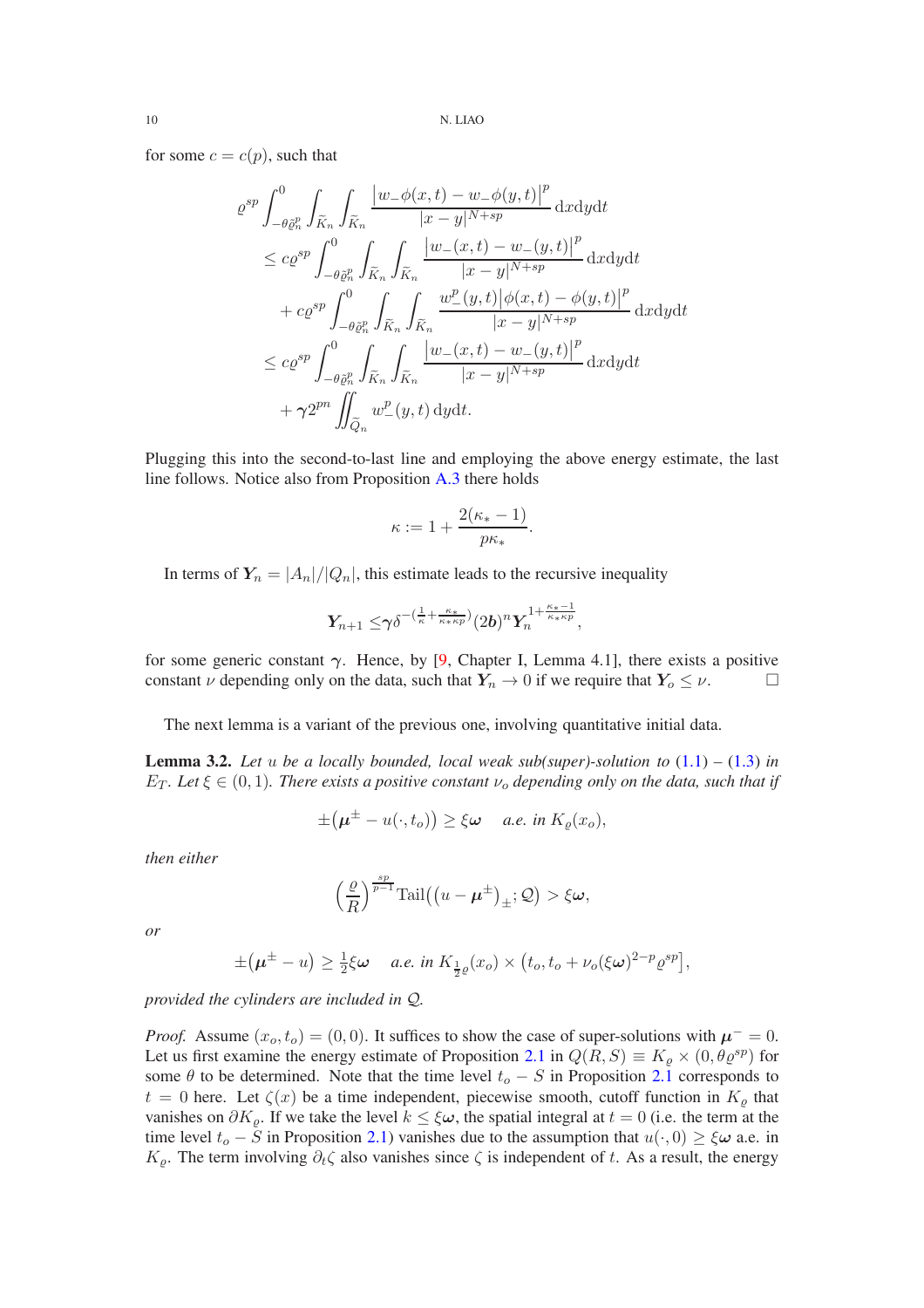for some $c = c(p)$, such that

$$
\begin{aligned}
\varrho^{sp} \int_{-\theta\tilde{\varrho}_n^p}^{0} \int_{\widetilde{K}_n} \int_{\widetilde{K}_n} & \frac{\big|w_-\phi(x,t) - w_-\phi(y,t)\big|^p}{|x-y|^{N+sp}} \,\mathrm{d}x\mathrm{d}y\mathrm{d}t \\
&\le c\varrho^{sp} \int_{-\theta\tilde{\varrho}_n^p}^{0} \int_{\widetilde{K}_n} \int_{\widetilde{K}_n} \frac{\big|w_-(x,t) - w_-(y,t)\big|^p}{|x-y|^{N+sp}} \,\mathrm{d}x\mathrm{d}y\mathrm{d}t \\
&\quad + c\varrho^{sp} \int_{-\theta\tilde{\varrho}_n^p}^{0} \int_{\widetilde{K}_n} \int_{\widetilde{K}_n} \frac{w_-^p(y,t)\big|\phi(x,t) - \phi(y,t)\big|^p}{|x-y|^{N+sp}} \,\mathrm{d}x\mathrm{d}y\mathrm{d}t \\
&\le c\varrho^{sp} \int_{-\theta\tilde{\varrho}_n^p}^{0} \int_{\widetilde{K}_n} \int_{\widetilde{K}_n} \frac{\big|w_-(x,t) - w_-(y,t)\big|^p}{|x-y|^{N+sp}} \,\mathrm{d}x\mathrm{d}y\mathrm{d}t \\
&\quad + \boldsymbol{\gamma} 2^{pn} \iint_{\widetilde{Q}_n} w_-^p(y,t) \,\mathrm{d}y\mathrm{d}t.
\end{aligned}
$$

Plugging this into the second-to-last line and employing the above energy estimate, the last line follows. Notice also from Proposition A.3 there holds

$$
\kappa := 1 + \frac{2(\kappa_* - 1)}{p\kappa_*}.
$$

In terms of $\boldsymbol{Y}_n = |A_n|/|Q_n|$, this estimate leads to the recursive inequality

$$
\boldsymbol{Y}_{n+1} \le \boldsymbol{\gamma} \delta^{-(\frac{1}{\kappa} + \frac{\kappa_*}{\kappa_* \kappa p})} (2\boldsymbol{b})^n \boldsymbol{Y}_n^{1+\frac{\kappa_*-1}{\kappa_*\kappa p}},
$$

for some generic constant $\boldsymbol{\gamma}$. Hence, by [9, Chapter I, Lemma 4.1], there exists a positive constant $\nu$ depending only on the data, such that $\boldsymbol{Y}_n \to 0$ if we require that $\boldsymbol{Y}_o \le \nu$. $\square$

The next lemma is a variant of the previous one, involving quantitative initial data.

**Lemma 3.2.** *Let $u$ be a locally bounded, local weak sub(super)-solution to (1.1) – (1.3) in $E_T$. Let $\xi \in (0,1)$. There exists a positive constant $\nu_o$ depending only on the data, such that if*

$$
\pm\big(\boldsymbol{\mu}^\pm - u(\cdot, t_o)\big) \ge \xi\boldsymbol{\omega} \quad \text{a.e. in } K_\varrho(x_o),
$$

*then either*

$$
\Big(\frac{\varrho}{R}\Big)^{\frac{sp}{p-1}} \mathrm{Tail}\big((u - \boldsymbol{\mu}^\pm)_\pm; \mathcal{Q}\big) > \xi\boldsymbol{\omega},
$$

*or*

$$
\pm\big(\boldsymbol{\mu}^\pm - u\big) \ge \tfrac{1}{2}\xi\boldsymbol{\omega} \quad \text{a.e. in } K_{\frac{1}{2}\varrho}(x_o) \times \big(t_o, t_o + \nu_o(\xi\boldsymbol{\omega})^{2-p}\varrho^{sp}\big],
$$

*provided the cylinders are included in $\mathcal{Q}$.*

*Proof.* Assume $(x_o, t_o) = (0,0)$. It suffices to show the case of super-solutions with $\boldsymbol{\mu}^- = 0$. Let us first examine the energy estimate of Proposition 2.1 in $Q(R,S) \equiv K_\varrho \times (0, \theta\varrho^{sp})$ for some $\theta$ to be determined. Note that the time level $t_o - S$ in Proposition 2.1 corresponds to $t = 0$ here. Let $\zeta(x)$ be a time independent, piecewise smooth, cutoff function in $K_\varrho$ that vanishes on $\partial K_\varrho$. If we take the level $k \le \xi\boldsymbol{\omega}$, the spatial integral at $t = 0$ (i.e. the term at the time level $t_o - S$ in Proposition 2.1) vanishes due to the assumption that $u(\cdot, 0) \ge \xi\boldsymbol{\omega}$ a.e. in $K_\varrho$. The term involving $\partial_t\zeta$ also vanishes since $\zeta$ is independent of $t$. As a result, the energy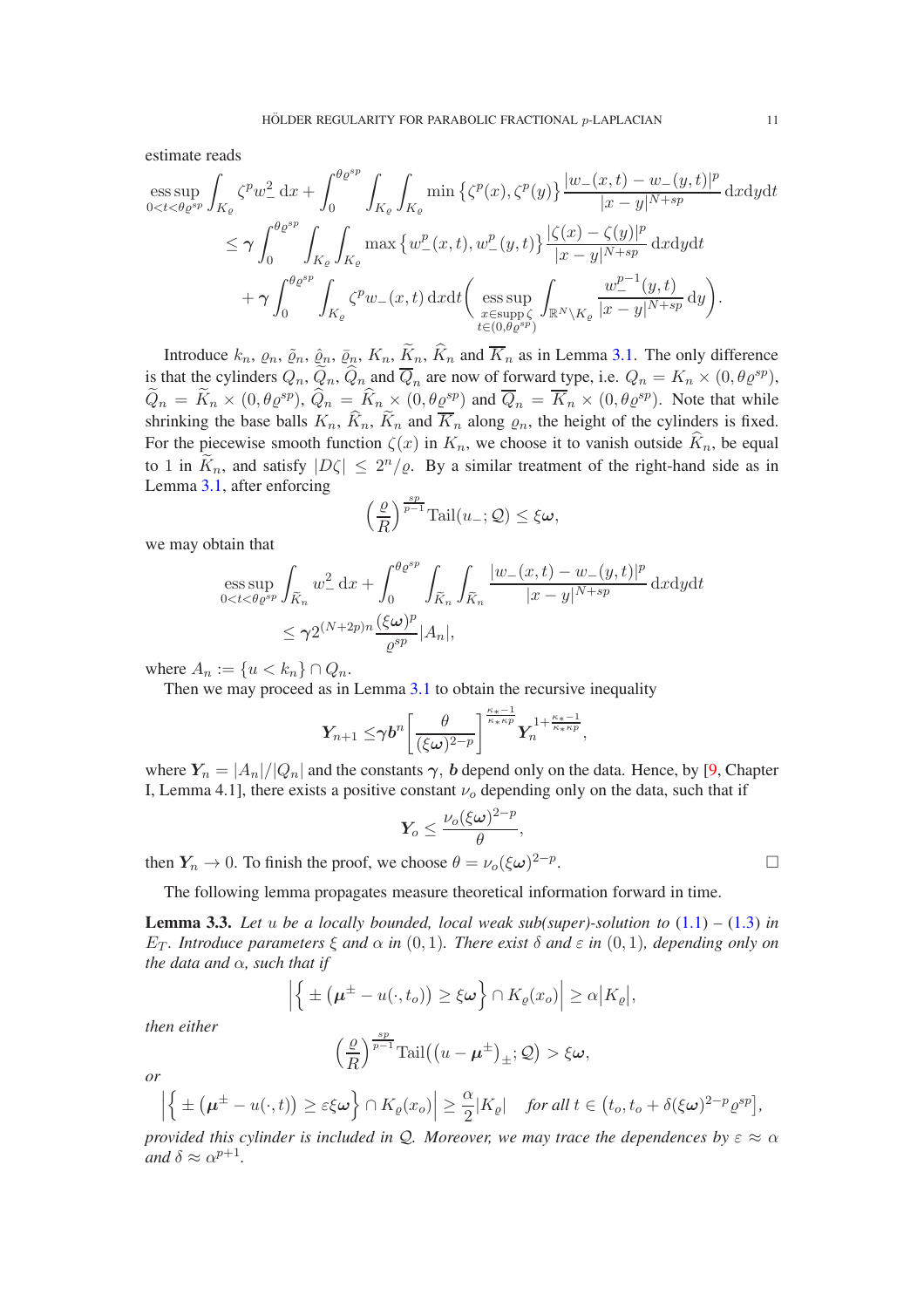estimate reads

$$
\begin{aligned}
\operatorname*{ess\,sup}_{0<t<\theta\varrho^{sp}} \int_{K_\varrho} \zeta^p w_-^2 \,\mathrm{d}x &+ \int_0^{\theta\varrho^{sp}} \int_{K_\varrho}\int_{K_\varrho} \min\big\{\zeta^p(x),\zeta^p(y)\big\} \frac{|w_-(x,t)-w_-(y,t)|^p}{|x-y|^{N+sp}} \,\mathrm{d}x\mathrm{d}y\mathrm{d}t \\
&\le \boldsymbol{\gamma} \int_0^{\theta\varrho^{sp}} \int_{K_\varrho}\int_{K_\varrho} \max\big\{w_-^p(x,t), w_-^p(y,t)\big\} \frac{|\zeta(x)-\zeta(y)|^p}{|x-y|^{N+sp}} \,\mathrm{d}x\mathrm{d}y\mathrm{d}t \\
&\quad + \boldsymbol{\gamma} \int_0^{\theta\varrho^{sp}} \int_{K_\varrho} \zeta^p w_-(x,t)\,\mathrm{d}x\mathrm{d}t \bigg( \operatorname*{ess\,sup}_{\substack{x\in\operatorname{supp}\zeta\\ t\in(0,\theta\varrho^{sp})}} \int_{\mathbb{R}^N\setminus K_\varrho} \frac{w_-^{p-1}(y,t)}{|x-y|^{N+sp}}\,\mathrm{d}y \bigg).
\end{aligned}
$$

Introduce $k_n$, $\varrho_n$, $\tilde{\varrho}_n$, $\hat{\varrho}_n$, $\bar{\varrho}_n$, $K_n$, $\widetilde{K}_n$, $\widehat{K}_n$ and $\overline{K}_n$ as in Lemma 3.1. The only difference is that the cylinders $Q_n$, $\widetilde{Q}_n$, $\widehat{Q}_n$ and $\overline{Q}_n$ are now of forward type, i.e. $Q_n = K_n \times (0, \theta\varrho^{sp})$, $\widetilde{Q}_n = \widetilde{K}_n \times (0,\theta\varrho^{sp})$, $\widehat{Q}_n = \widehat{K}_n \times (0,\theta\varrho^{sp})$ and $\overline{Q}_n = \overline{K}_n \times (0,\theta\varrho^{sp})$. Note that while shrinking the base balls $K_n$, $\widehat{K}_n$, $\widetilde{K}_n$ and $\overline{K}_n$ along $\varrho_n$, the height of the cylinders is fixed. For the piecewise smooth function $\zeta(x)$ in $K_n$, we choose it to vanish outside $\widehat{K}_n$, be equal to 1 in $\widetilde{K}_n$, and satisfy $|D\zeta| \le 2^n/\varrho$. By a similar treatment of the right-hand side as in Lemma 3.1, after enforcing

$$
\Big(\frac{\varrho}{R}\Big)^{\frac{sp}{p-1}} \operatorname{Tail}(u_-;\mathcal{Q}) \le \xi\boldsymbol{\omega},
$$

we may obtain that

$$
\begin{aligned}
\operatorname*{ess\,sup}_{0<t<\theta\varrho^{sp}} \int_{\widetilde{K}_n} w_-^2 \,\mathrm{d}x &+ \int_0^{\theta\varrho^{sp}} \int_{\widetilde{K}_n}\int_{\widetilde{K}_n} \frac{|w_-(x,t)-w_-(y,t)|^p}{|x-y|^{N+sp}} \,\mathrm{d}x\mathrm{d}y\mathrm{d}t \\
&\le \boldsymbol{\gamma} 2^{(N+2p)n} \frac{(\xi\boldsymbol{\omega})^p}{\varrho^{sp}} |A_n|,
\end{aligned}
$$

where $A_n := \{u<k_n\}\cap Q_n$.

Then we may proceed as in Lemma 3.1 to obtain the recursive inequality

$$
\boldsymbol{Y}_{n+1} \le \boldsymbol{\gamma}\boldsymbol{b}^n \bigg[ \frac{\theta}{(\xi\boldsymbol{\omega})^{2-p}} \bigg]^{\frac{\kappa_*-1}{\kappa_*\kappa p}} \boldsymbol{Y}_n^{1+\frac{\kappa_*-1}{\kappa_*\kappa p}},
$$

where $\boldsymbol{Y}_n = |A_n|/|Q_n|$ and the constants $\boldsymbol{\gamma}$, $\boldsymbol{b}$ depend only on the data. Hence, by [9, Chapter I, Lemma 4.1], there exists a positive constant $\nu_o$ depending only on the data, such that if

$$
\boldsymbol{Y}_o \le \frac{\nu_o (\xi\boldsymbol{\omega})^{2-p}}{\theta},
$$

then $\boldsymbol{Y}_n \to 0$. To finish the proof, we choose $\theta = \nu_o(\xi\boldsymbol{\omega})^{2-p}$. $\square$

The following lemma propagates measure theoretical information forward in time.

**Lemma 3.3.** *Let $u$ be a locally bounded, local weak sub(super)-solution to (1.1) – (1.3) in $E_T$. Introduce parameters $\xi$ and $\alpha$ in $(0,1)$. There exist $\delta$ and $\varepsilon$ in $(0,1)$, depending only on the data and $\alpha$, such that if*

$$
\Big| \Big\{ \pm\big(\boldsymbol{\mu}^\pm - u(\cdot,t_o)\big) \ge \xi\boldsymbol{\omega} \Big\} \cap K_\varrho(x_o) \Big| \ge \alpha |K_\varrho|,
$$

*then either*

$$
\Big(\frac{\varrho}{R}\Big)^{\frac{sp}{p-1}} \operatorname{Tail}\big((u-\boldsymbol{\mu}^\pm)_\pm;\mathcal{Q}\big) > \xi\boldsymbol{\omega},
$$

*or*

$$
\Big| \Big\{ \pm\big(\boldsymbol{\mu}^\pm - u(\cdot,t)\big) \ge \varepsilon\xi\boldsymbol{\omega} \Big\} \cap K_\varrho(x_o) \Big| \ge \frac{\alpha}{2}|K_\varrho| \quad \text{for all } t \in \big(t_o, t_o + \delta(\xi\boldsymbol{\omega})^{2-p}\varrho^{sp}\big],
$$

*provided this cylinder is included in $\mathcal{Q}$. Moreover, we may trace the dependences by $\varepsilon \approx \alpha$ and $\delta \approx \alpha^{p+1}$.*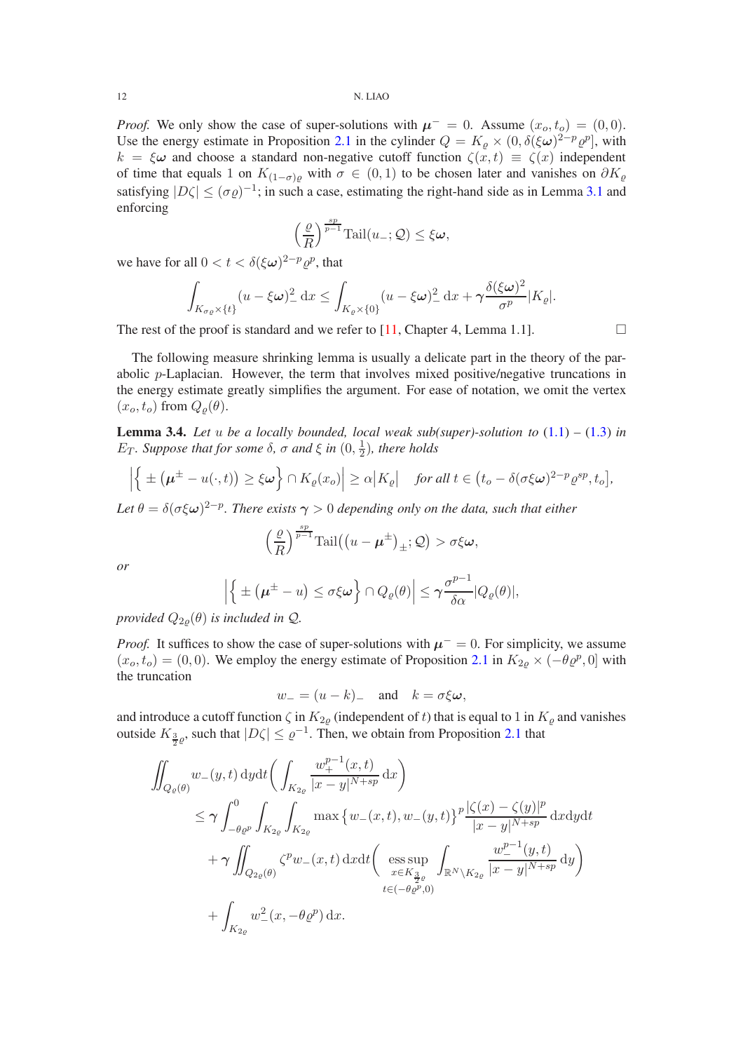*Proof.* We only show the case of super-solutions with $\boldsymbol{\mu}^- = 0$. Assume $(x_o, t_o) = (0, 0)$. Use the energy estimate in Proposition 2.1 in the cylinder $Q = K_\varrho \times (0, \delta(\xi\boldsymbol{\omega})^{2-p}\varrho^p]$, with $k = \xi\boldsymbol{\omega}$ and choose a standard non-negative cutoff function $\zeta(x,t) \equiv \zeta(x)$ independent of time that equals 1 on $K_{(1-\sigma)\varrho}$ with $\sigma \in (0,1)$ to be chosen later and vanishes on $\partial K_\varrho$ satisfying $|D\zeta| \le (\sigma\varrho)^{-1}$; in such a case, estimating the right-hand side as in Lemma 3.1 and enforcing

$$\Big(\frac{\varrho}{R}\Big)^{\frac{sp}{p-1}} \mathrm{Tail}(u_-; \mathcal{Q}) \le \xi\boldsymbol{\omega},$$

we have for all $0 < t < \delta(\xi\boldsymbol{\omega})^{2-p}\varrho^p$, that

$$\int_{K_{\sigma\varrho}\times\{t\}} (u - \xi\boldsymbol{\omega})_-^2 \,\mathrm{d}x \le \int_{K_\varrho\times\{0\}} (u - \xi\boldsymbol{\omega})_-^2 \,\mathrm{d}x + \boldsymbol{\gamma}\frac{\delta(\xi\boldsymbol{\omega})^2}{\sigma^p}|K_\varrho|.$$

The rest of the proof is standard and we refer to [11, Chapter 4, Lemma 1.1]. $\square$

The following measure shrinking lemma is usually a delicate part in the theory of the parabolic $p$-Laplacian. However, the term that involves mixed positive/negative truncations in the energy estimate greatly simplifies the argument. For ease of notation, we omit the vertex $(x_o, t_o)$ from $Q_\varrho(\theta)$.

**Lemma 3.4.** *Let $u$ be a locally bounded, local weak sub(super)-solution to (1.1) – (1.3) in $E_T$. Suppose that for some $\delta$, $\sigma$ and $\xi$ in $(0, \frac{1}{2})$, there holds*

$$\Big|\Big\{ \pm\big(\boldsymbol{\mu}^\pm - u(\cdot,t)\big) \ge \xi\boldsymbol{\omega}\Big\} \cap K_\varrho(x_o)\Big| \ge \alpha\big|K_\varrho\big| \quad \textit{for all } t \in \big(t_o - \delta(\sigma\xi\boldsymbol{\omega})^{2-p}\varrho^{sp}, t_o\big],$$

*Let $\theta = \delta(\sigma\xi\boldsymbol{\omega})^{2-p}$. There exists $\boldsymbol{\gamma} > 0$ depending only on the data, such that either*

$$\Big(\frac{\varrho}{R}\Big)^{\frac{sp}{p-1}} \mathrm{Tail}\big((u - \boldsymbol{\mu}^\pm)_\pm; \mathcal{Q}\big) > \sigma\xi\boldsymbol{\omega},$$

*or*

$$\Big|\Big\{ \pm\big(\boldsymbol{\mu}^\pm - u\big) \le \sigma\xi\boldsymbol{\omega}\Big\} \cap Q_\varrho(\theta)\Big| \le \boldsymbol{\gamma}\frac{\sigma^{p-1}}{\delta\alpha}|Q_\varrho(\theta)|,$$

*provided $Q_{2\varrho}(\theta)$ is included in $\mathcal{Q}$.*

*Proof.* It suffices to show the case of super-solutions with $\boldsymbol{\mu}^- = 0$. For simplicity, we assume $(x_o, t_o) = (0, 0)$. We employ the energy estimate of Proposition 2.1 in $K_{2\varrho} \times (-\theta\varrho^p, 0]$ with the truncation

$$w_- = (u - k)_- \quad \text{and} \quad k = \sigma\xi\boldsymbol{\omega},$$

and introduce a cutoff function $\zeta$ in $K_{2\varrho}$ (independent of $t$) that is equal to 1 in $K_\varrho$ and vanishes outside $K_{\frac{3}{2}\varrho}$, such that $|D\zeta| \le \varrho^{-1}$. Then, we obtain from Proposition 2.1 that

$$\begin{aligned}
\iint_{Q_\varrho(\theta)} & w_-(y,t)\,\mathrm{d}y\mathrm{d}t\bigg(\int_{K_{2\varrho}} \frac{w_+^{p-1}(x,t)}{|x-y|^{N+sp}}\,\mathrm{d}x\bigg) \\
&\le \boldsymbol{\gamma}\int_{-\theta\varrho^p}^0 \int_{K_{2\varrho}}\int_{K_{2\varrho}} \max\big\{w_-(x,t), w_-(y,t)\big\}^p \frac{|\zeta(x)-\zeta(y)|^p}{|x-y|^{N+sp}}\,\mathrm{d}x\mathrm{d}y\mathrm{d}t \\
&\quad + \boldsymbol{\gamma}\iint_{Q_{2\varrho}(\theta)} \zeta^p w_-(x,t)\,\mathrm{d}x\mathrm{d}t\bigg(\operatorname*{ess\,sup}_{\substack{x\in K_{\frac{3}{2}\varrho} \\ t\in(-\theta\varrho^p,0)}} \int_{\mathbb{R}^N\setminus K_{2\varrho}} \frac{w_-^{p-1}(y,t)}{|x-y|^{N+sp}}\,\mathrm{d}y\bigg) \\
&\quad + \int_{K_{2\varrho}} w_-^2(x, -\theta\varrho^p)\,\mathrm{d}x.
\end{aligned}$$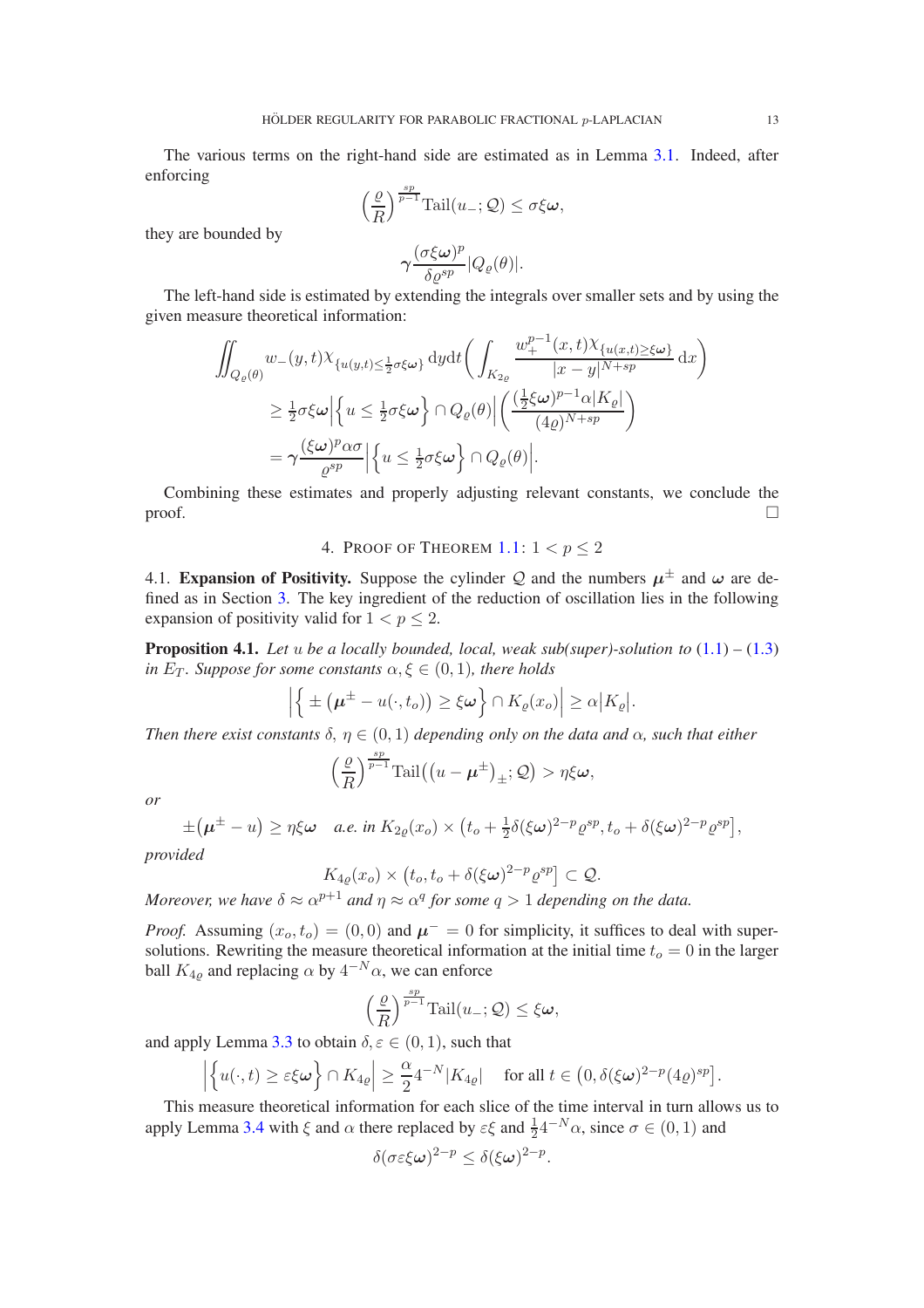The various terms on the right-hand side are estimated as in Lemma 3.1. Indeed, after enforcing

$$\Big(\frac{\varrho}{R}\Big)^{\frac{sp}{p-1}}\mathrm{Tail}(u_-;\mathcal{Q})\le \sigma\xi\boldsymbol{\omega},$$

they are bounded by

$$\gamma\frac{(\sigma\xi\boldsymbol{\omega})^p}{\delta\varrho^{sp}}|Q_\varrho(\theta)|.$$

The left-hand side is estimated by extending the integrals over smaller sets and by using the given measure theoretical information:

$$\begin{aligned}
\iint_{Q_\varrho(\theta)} w_-(y,t)\chi_{\{u(y,t)\le\frac12\sigma\xi\boldsymbol{\omega}\}}\,\mathrm{d}y\mathrm{d}t\bigg(\int_{K_{2\varrho}}\frac{w_+^{p-1}(x,t)\chi_{\{u(x,t)\ge\xi\boldsymbol{\omega}\}}}{|x-y|^{N+sp}}\,\mathrm{d}x\bigg)&\\
\ge \tfrac12\sigma\xi\boldsymbol{\omega}\Big|\Big\{u\le\tfrac12\sigma\xi\boldsymbol{\omega}\Big\}\cap Q_\varrho(\theta)\Big|\bigg(\frac{(\frac12\xi\boldsymbol{\omega})^{p-1}\alpha|K_\varrho|}{(4\varrho)^{N+sp}}\bigg)&\\
=\gamma\frac{(\xi\boldsymbol{\omega})^p\alpha\sigma}{\varrho^{sp}}\Big|\Big\{u\le\tfrac12\sigma\xi\boldsymbol{\omega}\Big\}\cap Q_\varrho(\theta)\Big|.&
\end{aligned}$$

Combining these estimates and properly adjusting relevant constants, we conclude the proof. $\square$

## 4. Proof of Theorem 1.1: $1<p\le 2$

### 4.1. Expansion of Positivity.

Suppose the cylinder $\mathcal{Q}$ and the numbers $\boldsymbol{\mu}^\pm$ and $\boldsymbol{\omega}$ are defined as in Section 3. The key ingredient of the reduction of oscillation lies in the following expansion of positivity valid for $1<p\le2$.

**Proposition 4.1.** *Let $u$ be a locally bounded, local, weak sub(super)-solution to (1.1) – (1.3) in $E_T$. Suppose for some constants $\alpha,\xi\in(0,1)$, there holds*

$$\Big|\Big\{\pm\big(\boldsymbol{\mu}^\pm-u(\cdot,t_o)\big)\ge\xi\boldsymbol{\omega}\Big\}\cap K_\varrho(x_o)\Big|\ge\alpha\big|K_\varrho\big|.$$

*Then there exist constants $\delta,\ \eta\in(0,1)$ depending only on the data and $\alpha$, such that either*

$$\Big(\frac{\varrho}{R}\Big)^{\frac{sp}{p-1}}\mathrm{Tail}\big((u-\boldsymbol{\mu}^\pm)_\pm;\mathcal{Q}\big)>\eta\xi\boldsymbol{\omega},$$

*or*

$$\pm\big(\boldsymbol{\mu}^\pm-u\big)\ge\eta\xi\boldsymbol{\omega}\quad\text{a.e. in } K_{2\varrho}(x_o)\times\big(t_o+\tfrac12\delta(\xi\boldsymbol{\omega})^{2-p}\varrho^{sp},t_o+\delta(\xi\boldsymbol{\omega})^{2-p}\varrho^{sp}\big],$$

*provided*

$$K_{4\varrho}(x_o)\times\big(t_o,t_o+\delta(\xi\boldsymbol{\omega})^{2-p}\varrho^{sp}\big]\subset\mathcal{Q}.$$

*Moreover, we have $\delta\approx\alpha^{p+1}$ and $\eta\approx\alpha^q$ for some $q>1$ depending on the data.*

*Proof.* Assuming $(x_o,t_o)=(0,0)$ and $\boldsymbol{\mu}^-=0$ for simplicity, it suffices to deal with supersolutions. Rewriting the measure theoretical information at the initial time $t_o=0$ in the larger ball $K_{4\varrho}$ and replacing $\alpha$ by $4^{-N}\alpha$, we can enforce

$$\Big(\frac{\varrho}{R}\Big)^{\frac{sp}{p-1}}\mathrm{Tail}(u_-;\mathcal{Q})\le\xi\boldsymbol{\omega},$$

and apply Lemma 3.3 to obtain $\delta,\varepsilon\in(0,1)$, such that

$$\Big|\Big\{u(\cdot,t)\ge\varepsilon\xi\boldsymbol{\omega}\Big\}\cap K_{4\varrho}\Big|\ge\frac{\alpha}{2}4^{-N}|K_{4\varrho}|\quad\text{ for all } t\in\big(0,\delta(\xi\boldsymbol{\omega})^{2-p}(4\varrho)^{sp}\big].$$

This measure theoretical information for each slice of the time interval in turn allows us to apply Lemma 3.4 with $\xi$ and $\alpha$ there replaced by $\varepsilon\xi$ and $\frac14 4^{-N}\alpha$, since $\sigma\in(0,1)$ and

$$\delta(\sigma\varepsilon\xi\boldsymbol{\omega})^{2-p}\le\delta(\xi\boldsymbol{\omega})^{2-p}.$$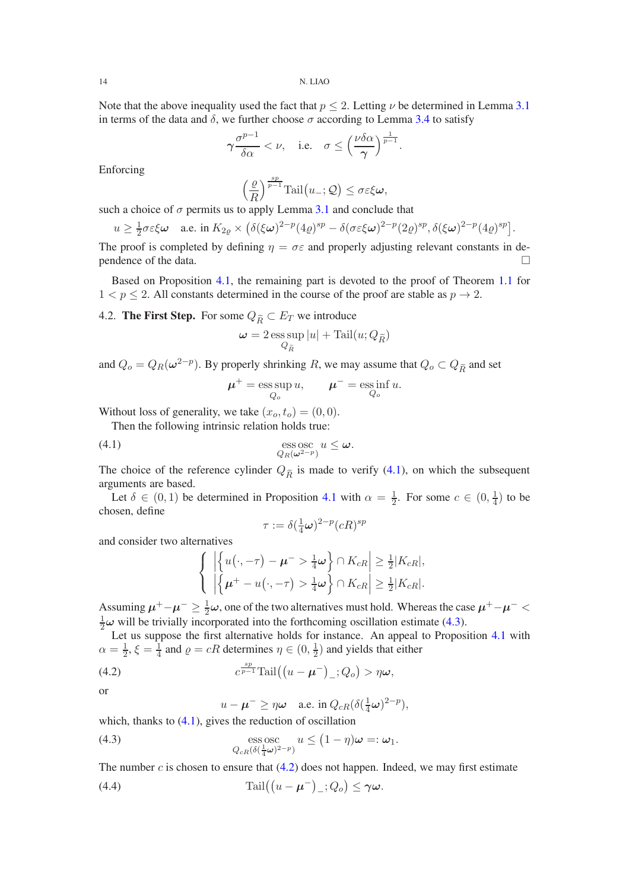Note that the above inequality used the fact that $p \le 2$. Letting $\nu$ be determined in Lemma 3.1 in terms of the data and $\delta$, we further choose $\sigma$ according to Lemma 3.4 to satisfy

$$\gamma \frac{\sigma^{p-1}}{\delta\alpha} < \nu, \quad \text{i.e.} \quad \sigma \le \Big(\frac{\nu\delta\alpha}{\gamma}\Big)^{\frac{1}{p-1}}.$$

Enforcing

$$\Big(\frac{\varrho}{R}\Big)^{\frac{sp}{p-1}} \mathrm{Tail}\big(u_-; \mathcal{Q}\big) \le \sigma\varepsilon\xi\boldsymbol{\omega},$$

such a choice of $\sigma$ permits us to apply Lemma 3.1 and conclude that

$$u \ge \tfrac{1}{2}\sigma\varepsilon\xi\boldsymbol{\omega} \quad \text{a.e. in } K_{2\varrho} \times \big(\delta(\xi\boldsymbol{\omega})^{2-p}(4\varrho)^{sp} - \delta(\sigma\varepsilon\xi\boldsymbol{\omega})^{2-p}(2\varrho)^{sp}, \delta(\xi\boldsymbol{\omega})^{2-p}(4\varrho)^{sp}\big].$$

The proof is completed by defining $\eta = \sigma\varepsilon$ and properly adjusting relevant constants in dependence of the data. $\square$

Based on Proposition 4.1, the remaining part is devoted to the proof of Theorem 1.1 for $1 < p \le 2$. All constants determined in the course of the proof are stable as $p \to 2$.

### 4.2. The First Step.

For some $Q_{\widetilde{R}} \subset E_T$ we introduce

$$\boldsymbol{\omega} = 2 \operatorname*{ess\,sup}_{Q_{\widetilde{R}}} |u| + \mathrm{Tail}(u; Q_{\widetilde{R}})$$

and $Q_o = Q_R(\boldsymbol{\omega}^{2-p})$. By properly shrinking $R$, we may assume that $Q_o \subset Q_{\widetilde{R}}$ and set

$$\boldsymbol{\mu}^+ = \operatorname*{ess\,sup}_{Q_o} u, \qquad \boldsymbol{\mu}^- = \operatorname*{ess\,inf}_{Q_o} u.$$

Without loss of generality, we take $(x_o, t_o) = (0, 0)$.

Then the following intrinsic relation holds true:

$$\operatorname*{ess\,osc}_{Q_R(\boldsymbol{\omega}^{2-p})} u \le \boldsymbol{\omega}. \tag{4.1}$$

The choice of the reference cylinder $Q_{\widetilde{R}}$ is made to verify (4.1), on which the subsequent arguments are based.

Let $\delta \in (0, 1)$ be determined in Proposition 4.1 with $\alpha = \frac{1}{2}$. For some $c \in (0, \frac{1}{4})$ to be chosen, define

$$\tau := \delta(\tfrac{1}{4}\boldsymbol{\omega})^{2-p}(cR)^{sp}$$

and consider two alternatives

$$\begin{cases} \Big|\Big\{u(\cdot, -\tau) - \boldsymbol{\mu}^- > \tfrac{1}{4}\boldsymbol{\omega}\Big\} \cap K_{cR}\Big| \ge \tfrac{1}{2}|K_{cR}|, \\ \Big|\Big\{\boldsymbol{\mu}^+ - u(\cdot, -\tau) > \tfrac{1}{4}\boldsymbol{\omega}\Big\} \cap K_{cR}\Big| \ge \tfrac{1}{2}|K_{cR}|. \end{cases}$$

Assuming $\boldsymbol{\mu}^+ - \boldsymbol{\mu}^- \ge \frac{1}{2}\boldsymbol{\omega}$, one of the two alternatives must hold. Whereas the case $\boldsymbol{\mu}^+ - \boldsymbol{\mu}^- < \frac{1}{2}\boldsymbol{\omega}$ will be trivially incorporated into the forthcoming oscillation estimate (4.3).

Let us suppose the first alternative holds true for instance. An appeal to Proposition 4.1 with $\alpha = \frac{1}{2}$, $\xi = \frac{1}{4}$ and $\varrho = cR$ determines $\eta \in (0, \frac{1}{2})$ and yields that either

$$c^{\frac{sp}{p-1}} \mathrm{Tail}\big((u - \boldsymbol{\mu}^-)_-; Q_o\big) > \eta\boldsymbol{\omega}, \tag{4.2}$$

or

$$u - \boldsymbol{\mu}^- \ge \eta\boldsymbol{\omega} \quad \text{a.e. in } Q_{cR}(\delta(\tfrac{1}{4}\boldsymbol{\omega})^{2-p}),$$

which, thanks to (4.1), gives the reduction of oscillation

$$\operatorname*{ess\,osc}_{Q_{cR}(\delta(\frac{1}{4}\boldsymbol{\omega})^{2-p})} u \le \big(1 - \eta\big)\boldsymbol{\omega} =: \boldsymbol{\omega}_1. \tag{4.3}$$

The number $c$ is chosen to ensure that (4.2) does not happen. Indeed, we may first estimate

$$\mathrm{Tail}\big((u - \boldsymbol{\mu}^-)_-; Q_o\big) \le \boldsymbol{\gamma}\boldsymbol{\omega}. \tag{4.4}$$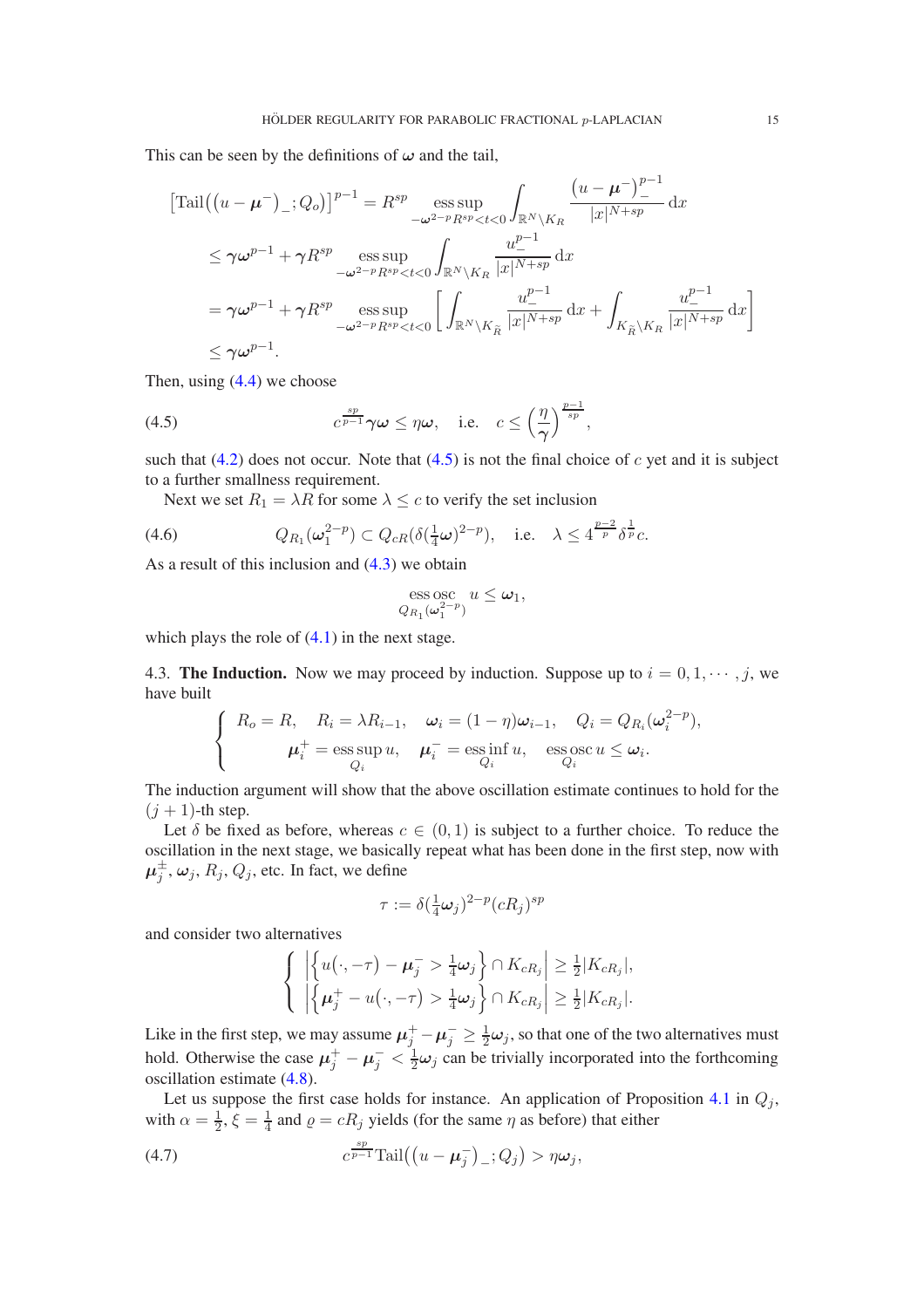This can be seen by the definitions of $\boldsymbol{\omega}$ and the tail,

$$
\begin{aligned}
\left[\operatorname{Tail}\big((u-\boldsymbol{\mu}^-)_-;Q_o\big)\right]^{p-1} &= R^{sp} \operatorname*{ess\,sup}_{-\boldsymbol{\omega}^{2-p}R^{sp}<t<0} \int_{\mathbb{R}^N\setminus K_R} \frac{(u-\boldsymbol{\mu}^-)_-^{p-1}}{|x|^{N+sp}}\,\mathrm{d}x \\
&\le \boldsymbol{\gamma}\boldsymbol{\omega}^{p-1} + \boldsymbol{\gamma}R^{sp} \operatorname*{ess\,sup}_{-\boldsymbol{\omega}^{2-p}R^{sp}<t<0} \int_{\mathbb{R}^N\setminus K_R} \frac{u_-^{p-1}}{|x|^{N+sp}}\,\mathrm{d}x \\
&= \boldsymbol{\gamma}\boldsymbol{\omega}^{p-1} + \boldsymbol{\gamma}R^{sp} \operatorname*{ess\,sup}_{-\boldsymbol{\omega}^{2-p}R^{sp}<t<0} \left[\int_{\mathbb{R}^N\setminus K_{\widetilde{R}}} \frac{u_-^{p-1}}{|x|^{N+sp}}\,\mathrm{d}x + \int_{K_{\widetilde{R}}\setminus K_R} \frac{u_-^{p-1}}{|x|^{N+sp}}\,\mathrm{d}x\right] \\
&\le \boldsymbol{\gamma}\boldsymbol{\omega}^{p-1}.
\end{aligned}
$$

Then, using (4.4) we choose

$$
c^{\frac{sp}{p-1}}\boldsymbol{\gamma}\boldsymbol{\omega} \le \eta\boldsymbol{\omega}, \quad \text{i.e.} \quad c \le \left(\frac{\eta}{\boldsymbol{\gamma}}\right)^{\frac{p-1}{sp}}, \tag{4.5}
$$

such that (4.2) does not occur. Note that (4.5) is not the final choice of $c$ yet and it is subject to a further smallness requirement.

Next we set $R_1 = \lambda R$ for some $\lambda \le c$ to verify the set inclusion

$$
Q_{R_1}(\boldsymbol{\omega}_1^{2-p}) \subset Q_{cR}(\delta(\tfrac{1}{4}\boldsymbol{\omega})^{2-p}), \quad \text{i.e.} \quad \lambda \le 4^{\frac{p-2}{p}}\delta^{\frac{1}{p}}c. \tag{4.6}
$$

As a result of this inclusion and (4.3) we obtain

$$
\operatorname*{ess\,osc}_{Q_{R_1}(\boldsymbol{\omega}_1^{2-p})} u \le \boldsymbol{\omega}_1,
$$

which plays the role of (4.1) in the next stage.

4.3. **The Induction.** Now we may proceed by induction. Suppose up to $i = 0, 1, \cdots, j$, we have built

$$
\left\{
\begin{array}{l}
R_o = R, \quad R_i = \lambda R_{i-1}, \quad \boldsymbol{\omega}_i = (1-\eta)\boldsymbol{\omega}_{i-1}, \quad Q_i = Q_{R_i}(\boldsymbol{\omega}_i^{2-p}), \\
\boldsymbol{\mu}_i^+ = \operatorname*{ess\,sup}_{Q_i} u, \quad \boldsymbol{\mu}_i^- = \operatorname*{ess\,inf}_{Q_i} u, \quad \operatorname*{ess\,osc}_{Q_i} u \le \boldsymbol{\omega}_i.
\end{array}
\right.
$$

The induction argument will show that the above oscillation estimate continues to hold for the $(j+1)$-th step.

Let $\delta$ be fixed as before, whereas $c \in (0,1)$ is subject to a further choice. To reduce the oscillation in the next stage, we basically repeat what has been done in the first step, now with $\boldsymbol{\mu}_j^{\pm}$, $\boldsymbol{\omega}_j$, $R_j$, $Q_j$, etc. In fact, we define

$$
\tau := \delta(\tfrac{1}{4}\boldsymbol{\omega}_j)^{2-p}(cR_j)^{sp}
$$

and consider two alternatives

$$
\left\{
\begin{array}{l}
\left|\left\{u(\cdot,-\tau) - \boldsymbol{\mu}_j^- > \tfrac{1}{4}\boldsymbol{\omega}_j\right\} \cap K_{cR_j}\right| \ge \tfrac{1}{2}|K_{cR_j}|, \\
\left|\left\{\boldsymbol{\mu}_j^+ - u(\cdot,-\tau) > \tfrac{1}{4}\boldsymbol{\omega}_j\right\} \cap K_{cR_j}\right| \ge \tfrac{1}{2}|K_{cR_j}|.
\end{array}
\right.
$$

Like in the first step, we may assume $\boldsymbol{\mu}_j^+ - \boldsymbol{\mu}_j^- \ge \frac{1}{2}\boldsymbol{\omega}_j$, so that one of the two alternatives must hold. Otherwise the case $\boldsymbol{\mu}_j^+ - \boldsymbol{\mu}_j^- < \frac{1}{2}\boldsymbol{\omega}_j$ can be trivially incorporated into the forthcoming oscillation estimate (4.8).

Let us suppose the first case holds for instance. An application of Proposition 4.1 in $Q_j$, with $\alpha = \frac{1}{2}$, $\xi = \frac{1}{4}$ and $\varrho = cR_j$ yields (for the same $\eta$ as before) that either

$$
c^{\frac{sp}{p-1}}\operatorname{Tail}\big((u-\boldsymbol{\mu}_j^-)_-;Q_j\big) > \eta\boldsymbol{\omega}_j, \tag{4.7}
$$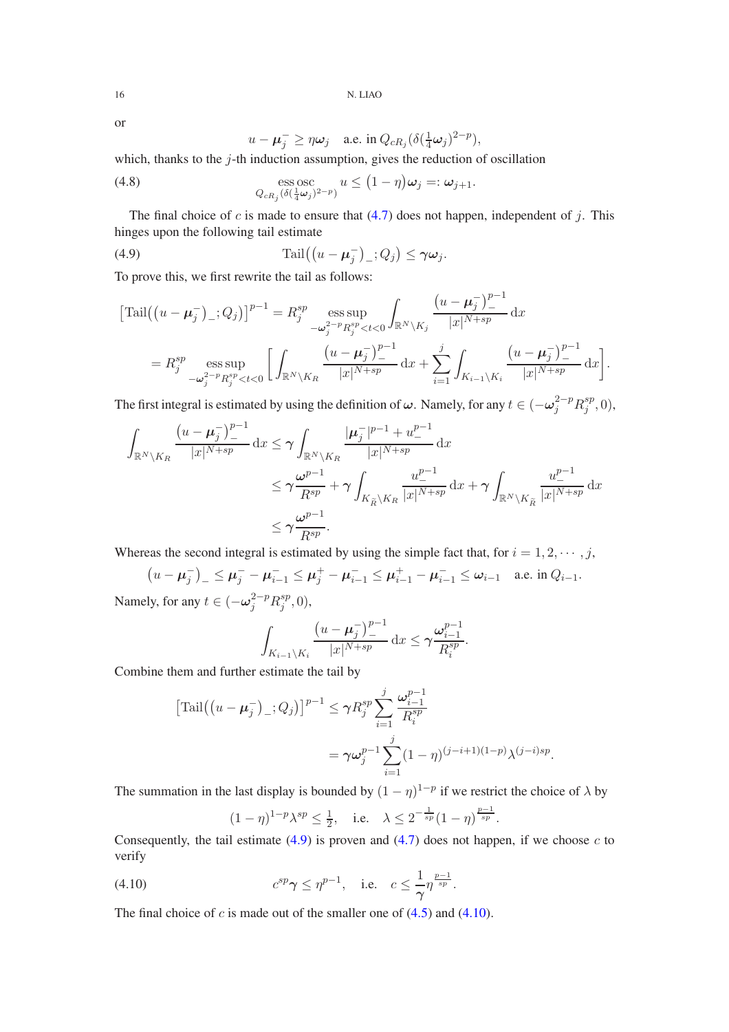or

$$u - \boldsymbol{\mu}_j^- \geq \eta \boldsymbol{\omega}_j \quad \text{a.e. in } Q_{cR_j}(\delta(\tfrac{1}{4}\boldsymbol{\omega}_j)^{2-p}),$$

which, thanks to the $j$-th induction assumption, gives the reduction of oscillation

$$\operatorname*{ess\,osc}_{Q_{cR_j}(\delta(\frac{1}{4}\boldsymbol{\omega}_j)^{2-p})} u \leq \big(1-\eta\big)\boldsymbol{\omega}_j =: \boldsymbol{\omega}_{j+1}. \tag{4.8}$$

The final choice of $c$ is made to ensure that (4.7) does not happen, independent of $j$. This hinges upon the following tail estimate

$$\operatorname{Tail}\big((u - \boldsymbol{\mu}_j^-)_-; Q_j\big) \leq \boldsymbol{\gamma}\boldsymbol{\omega}_j. \tag{4.9}$$

To prove this, we first rewrite the tail as follows:

$$\begin{aligned}
\big[\operatorname{Tail}\big((u - \boldsymbol{\mu}_j^-)_-; Q_j\big)\big]^{p-1} &= R_j^{sp} \operatorname*{ess\,sup}_{-\boldsymbol{\omega}_j^{2-p}R_j^{sp}<t<0} \int_{\mathbb{R}^N\setminus K_j} \frac{(u-\boldsymbol{\mu}_j^-)_-^{p-1}}{|x|^{N+sp}}\,\mathrm{d}x \\
&= R_j^{sp} \operatorname*{ess\,sup}_{-\boldsymbol{\omega}_j^{2-p}R_j^{sp}<t<0} \bigg[\int_{\mathbb{R}^N\setminus K_R} \frac{(u-\boldsymbol{\mu}_j^-)_-^{p-1}}{|x|^{N+sp}}\,\mathrm{d}x + \sum_{i=1}^{j} \int_{K_{i-1}\setminus K_i} \frac{(u-\boldsymbol{\mu}_j^-)_-^{p-1}}{|x|^{N+sp}}\,\mathrm{d}x\bigg].
\end{aligned}$$

The first integral is estimated by using the definition of $\boldsymbol{\omega}$. Namely, for any $t \in (-\boldsymbol{\omega}_j^{2-p}R_j^{sp}, 0)$,

$$\begin{aligned}
\int_{\mathbb{R}^N\setminus K_R} \frac{(u-\boldsymbol{\mu}_j^-)_-^{p-1}}{|x|^{N+sp}}\,\mathrm{d}x &\leq \boldsymbol{\gamma} \int_{\mathbb{R}^N\setminus K_R} \frac{|\boldsymbol{\mu}_j^-|^{p-1} + u_-^{p-1}}{|x|^{N+sp}}\,\mathrm{d}x \\
&\leq \boldsymbol{\gamma}\frac{\boldsymbol{\omega}^{p-1}}{R^{sp}} + \boldsymbol{\gamma}\int_{K_{\widetilde{R}}\setminus K_R} \frac{u_-^{p-1}}{|x|^{N+sp}}\,\mathrm{d}x + \boldsymbol{\gamma}\int_{\mathbb{R}^N\setminus K_{\widetilde{R}}} \frac{u_-^{p-1}}{|x|^{N+sp}}\,\mathrm{d}x \\
&\leq \boldsymbol{\gamma}\frac{\boldsymbol{\omega}^{p-1}}{R^{sp}}.
\end{aligned}$$

Whereas the second integral is estimated by using the simple fact that, for $i = 1, 2, \cdots, j$,

$$\big(u - \boldsymbol{\mu}_j^-\big)_- \leq \boldsymbol{\mu}_j^- - \boldsymbol{\mu}_{i-1}^- \leq \boldsymbol{\mu}_j^+ - \boldsymbol{\mu}_{i-1}^- \leq \boldsymbol{\mu}_{i-1}^+ - \boldsymbol{\mu}_{i-1}^- \leq \boldsymbol{\omega}_{i-1} \quad \text{a.e. in } Q_{i-1}.$$

Namely, for any $t \in (-\boldsymbol{\omega}_j^{2-p}R_j^{sp}, 0)$,

$$\int_{K_{i-1}\setminus K_i} \frac{(u-\boldsymbol{\mu}_j^-)_-^{p-1}}{|x|^{N+sp}}\,\mathrm{d}x \leq \boldsymbol{\gamma}\frac{\boldsymbol{\omega}_{i-1}^{p-1}}{R_i^{sp}}.$$

Combine them and further estimate the tail by

$$\begin{aligned}
\big[\operatorname{Tail}\big((u - \boldsymbol{\mu}_j^-)_-; Q_j\big)\big]^{p-1} &\leq \boldsymbol{\gamma} R_j^{sp} \sum_{i=1}^{j} \frac{\boldsymbol{\omega}_{i-1}^{p-1}}{R_i^{sp}} \\
&= \boldsymbol{\gamma}\boldsymbol{\omega}_j^{p-1} \sum_{i=1}^{j} (1-\eta)^{(j-i+1)(1-p)}\lambda^{(j-i)sp}.
\end{aligned}$$

The summation in the last display is bounded by $(1-\eta)^{1-p}$ if we restrict the choice of $\lambda$ by

$$(1-\eta)^{1-p}\lambda^{sp} \leq \tfrac{1}{2}, \quad \text{i.e.} \quad \lambda \leq 2^{-\frac{1}{sp}}(1-\eta)^{\frac{p-1}{sp}}.$$

Consequently, the tail estimate (4.9) is proven and (4.7) does not happen, if we choose $c$ to verify

$$c^{sp}\boldsymbol{\gamma} \leq \eta^{p-1}, \quad \text{i.e.} \quad c \leq \frac{1}{\boldsymbol{\gamma}}\eta^{\frac{p-1}{sp}}. \tag{4.10}$$

The final choice of $c$ is made out of the smaller one of (4.5) and (4.10).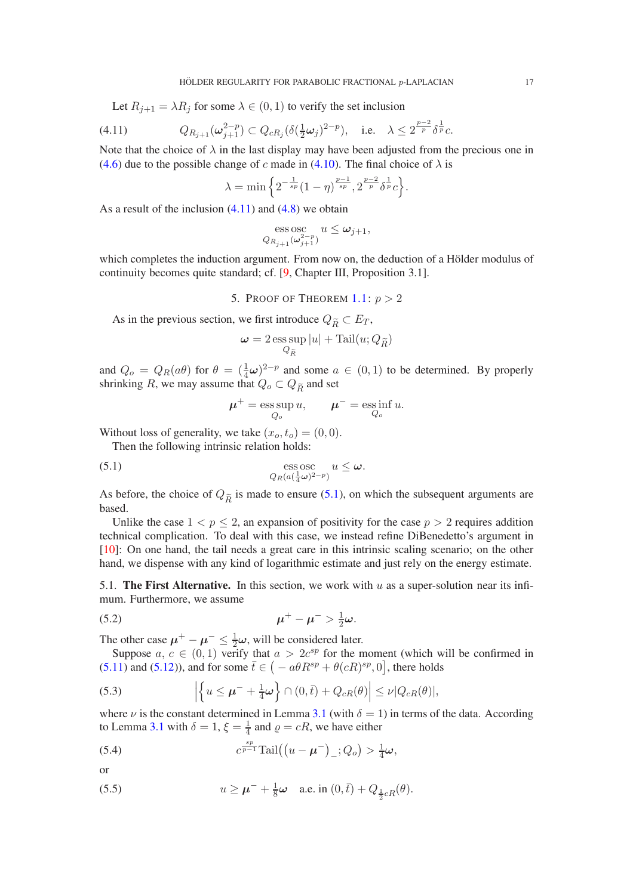Let $R_{j+1} = \lambda R_j$ for some $\lambda \in (0,1)$ to verify the set inclusion

$$Q_{R_{j+1}}(\boldsymbol{\omega}_{j+1}^{2-p}) \subset Q_{cR_j}(\delta(\tfrac{1}{2}\boldsymbol{\omega}_j)^{2-p}), \quad \text{i.e.} \quad \lambda \leq 2^{\frac{p-2}{p}}\delta^{\frac{1}{p}}c. \tag{4.11}$$

Note that the choice of $\lambda$ in the last display may have been adjusted from the precious one in (4.6) due to the possible change of $c$ made in (4.10). The final choice of $\lambda$ is

$$\lambda = \min\Big\{2^{-\frac{1}{sp}}(1-\eta)^{\frac{p-1}{sp}}, 2^{\frac{p-2}{p}}\delta^{\frac{1}{p}}c\Big\}.$$

As a result of the inclusion (4.11) and (4.8) we obtain

$$\operatorname*{ess\,osc}_{Q_{R_{j+1}}(\boldsymbol{\omega}_{j+1}^{2-p})} u \leq \boldsymbol{\omega}_{j+1},$$

which completes the induction argument. From now on, the deduction of a Hölder modulus of continuity becomes quite standard; cf. [9, Chapter III, Proposition 3.1].

## 5. Proof of Theorem 1.1: $p > 2$

As in the previous section, we first introduce $Q_{\widetilde{R}} \subset E_T$,

$$\boldsymbol{\omega} = 2\operatorname*{ess\,sup}_{Q_{\widetilde{R}}} |u| + \operatorname{Tail}(u; Q_{\widetilde{R}})$$

and $Q_o = Q_R(a\theta)$ for $\theta = (\frac{1}{4}\boldsymbol{\omega})^{2-p}$ and some $a \in (0,1)$ to be determined. By properly shrinking $R$, we may assume that $Q_o \subset Q_{\widetilde{R}}$ and set

$$\boldsymbol{\mu}^+ = \operatorname*{ess\,sup}_{Q_o} u, \qquad \boldsymbol{\mu}^- = \operatorname*{ess\,inf}_{Q_o} u.$$

Without loss of generality, we take $(x_o, t_o) = (0,0)$.

Then the following intrinsic relation holds:

$$\operatorname*{ess\,osc}_{Q_R(a(\frac{1}{4}\boldsymbol{\omega})^{2-p})} u \leq \boldsymbol{\omega}. \tag{5.1}$$

As before, the choice of $Q_{\widetilde{R}}$ is made to ensure (5.1), on which the subsequent arguments are based.

Unlike the case $1 < p \leq 2$, an expansion of positivity for the case $p > 2$ requires addition technical complication. To deal with this case, we instead refine DiBenedetto's argument in [10]: On one hand, the tail needs a great care in this intrinsic scaling scenario; on the other hand, we dispense with any kind of logarithmic estimate and just rely on the energy estimate.

5.1. **The First Alternative.** In this section, we work with $u$ as a super-solution near its infimum. Furthermore, we assume

$$\boldsymbol{\mu}^+ - \boldsymbol{\mu}^- > \tfrac{1}{2}\boldsymbol{\omega}. \tag{5.2}$$

The other case $\boldsymbol{\mu}^+ - \boldsymbol{\mu}^- \leq \frac{1}{2}\boldsymbol{\omega}$, will be considered later.

Suppose $a, c \in (0,1)$ verify that $a > 2c^{sp}$ for the moment (which will be confirmed in (5.11) and (5.12)), and for some $\bar{t} \in \big(-a\theta R^{sp} + \theta(cR)^{sp}, 0\big]$, there holds

$$\Big|\Big\{u \leq \boldsymbol{\mu}^- + \tfrac{1}{4}\boldsymbol{\omega}\Big\} \cap (0,\bar{t}) + Q_{cR}(\theta)\Big| \leq \nu |Q_{cR}(\theta)|, \tag{5.3}$$

where $\nu$ is the constant determined in Lemma 3.1 (with $\delta = 1$) in terms of the data. According to Lemma 3.1 with $\delta = 1$, $\xi = \frac{1}{4}$ and $\varrho = cR$, we have either

$$c^{\frac{sp}{p-1}}\operatorname{Tail}\big((u - \boldsymbol{\mu}^-)_-; Q_o\big) > \tfrac{1}{4}\boldsymbol{\omega}, \tag{5.4}$$

or

$$u \geq \boldsymbol{\mu}^- + \tfrac{1}{8}\boldsymbol{\omega} \quad \text{a.e. in } (0,\bar{t}) + Q_{\frac{1}{2}cR}(\theta). \tag{5.5}$$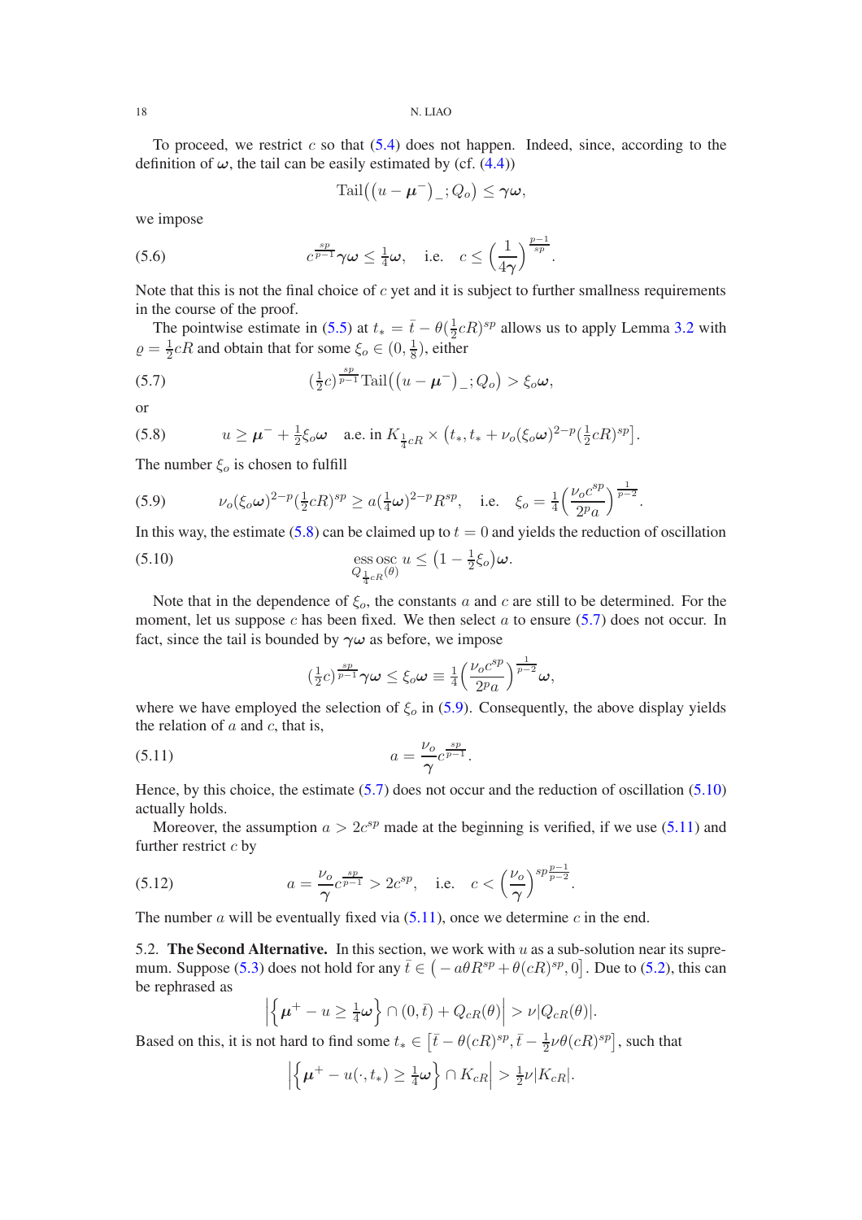To proceed, we restrict $c$ so that (5.4) does not happen. Indeed, since, according to the definition of $\boldsymbol{\omega}$, the tail can be easily estimated by (cf. (4.4))

$$\operatorname{Tail}\big((u-\boldsymbol{\mu}^-)_-;Q_o\big)\le \boldsymbol{\gamma}\boldsymbol{\omega},$$

we impose

$$c^{\frac{sp}{p-1}}\boldsymbol{\gamma}\boldsymbol{\omega}\le \tfrac14\boldsymbol{\omega},\quad \text{i.e.}\quad c\le\Big(\frac{1}{4\boldsymbol{\gamma}}\Big)^{\frac{p-1}{sp}}. \tag{5.6}$$

Note that this is not the final choice of $c$ yet and it is subject to further smallness requirements in the course of the proof.

The pointwise estimate in (5.5) at $t_*=\bar t-\theta(\frac12 cR)^{sp}$ allows us to apply Lemma 3.2 with $\varrho=\frac12 cR$ and obtain that for some $\xi_o\in(0,\frac18)$, either

$$(\tfrac12 c)^{\frac{sp}{p-1}}\operatorname{Tail}\big((u-\boldsymbol{\mu}^-)_-;Q_o\big)>\xi_o\boldsymbol{\omega}, \tag{5.7}$$

or

$$u\ge\boldsymbol{\mu}^-+\tfrac12\xi_o\boldsymbol{\omega}\quad\text{a.e. in } K_{\frac14 cR}\times\big(t_*,t_*+\nu_o(\xi_o\boldsymbol{\omega})^{2-p}(\tfrac12 cR)^{sp}\big]. \tag{5.8}$$

The number $\xi_o$ is chosen to fulfill

$$\nu_o(\xi_o\boldsymbol{\omega})^{2-p}(\tfrac12 cR)^{sp}\ge a(\tfrac14\boldsymbol{\omega})^{2-p}R^{sp},\quad\text{i.e.}\quad \xi_o=\tfrac14\Big(\frac{\nu_o c^{sp}}{2^p a}\Big)^{\frac{1}{p-2}}. \tag{5.9}$$

In this way, the estimate (5.8) can be claimed up to $t=0$ and yields the reduction of oscillation

$$\operatorname*{ess\,osc}_{Q_{\frac14 cR}(\theta)}u\le\big(1-\tfrac12\xi_o\big)\boldsymbol{\omega}. \tag{5.10}$$

Note that in the dependence of $\xi_o$, the constants $a$ and $c$ are still to be determined. For the moment, let us suppose $c$ has been fixed. We then select $a$ to ensure (5.7) does not occur. In fact, since the tail is bounded by $\boldsymbol{\gamma}\boldsymbol{\omega}$ as before, we impose

$$(\tfrac12 c)^{\frac{sp}{p-1}}\boldsymbol{\gamma}\boldsymbol{\omega}\le\xi_o\boldsymbol{\omega}\equiv\tfrac14\Big(\frac{\nu_o c^{sp}}{2^p a}\Big)^{\frac{1}{p-2}}\boldsymbol{\omega},$$

where we have employed the selection of $\xi_o$ in (5.9). Consequently, the above display yields the relation of $a$ and $c$, that is,

$$a=\frac{\nu_o}{\boldsymbol{\gamma}}c^{\frac{sp}{p-1}}. \tag{5.11}$$

Hence, by this choice, the estimate (5.7) does not occur and the reduction of oscillation (5.10) actually holds.

Moreover, the assumption $a>2c^{sp}$ made at the beginning is verified, if we use (5.11) and further restrict $c$ by

$$a=\frac{\nu_o}{\boldsymbol{\gamma}}c^{\frac{sp}{p-1}}>2c^{sp},\quad\text{i.e.}\quad c<\Big(\frac{\nu_o}{\boldsymbol{\gamma}}\Big)^{sp\frac{p-1}{p-2}}. \tag{5.12}$$

The number $a$ will be eventually fixed via (5.11), once we determine $c$ in the end.

### 5.2. The Second Alternative.

In this section, we work with $u$ as a sub-solution near its supremum. Suppose (5.3) does not hold for any $\bar t\in\big(-a\theta R^{sp}+\theta(cR)^{sp},0\big]$. Due to (5.2), this can be rephrased as

$$\Big|\Big\{\boldsymbol{\mu}^+-u\ge\tfrac14\boldsymbol{\omega}\Big\}\cap(0,\bar t)+Q_{cR}(\theta)\Big|>\nu|Q_{cR}(\theta)|.$$

Based on this, it is not hard to find some $t_*\in\big[\bar t-\theta(cR)^{sp},\bar t-\frac12\nu\theta(cR)^{sp}\big]$, such that

$$\Big|\Big\{\boldsymbol{\mu}^+-u(\cdot,t_*)\ge\tfrac14\boldsymbol{\omega}\Big\}\cap K_{cR}\Big|>\tfrac12\nu|K_{cR}|.$$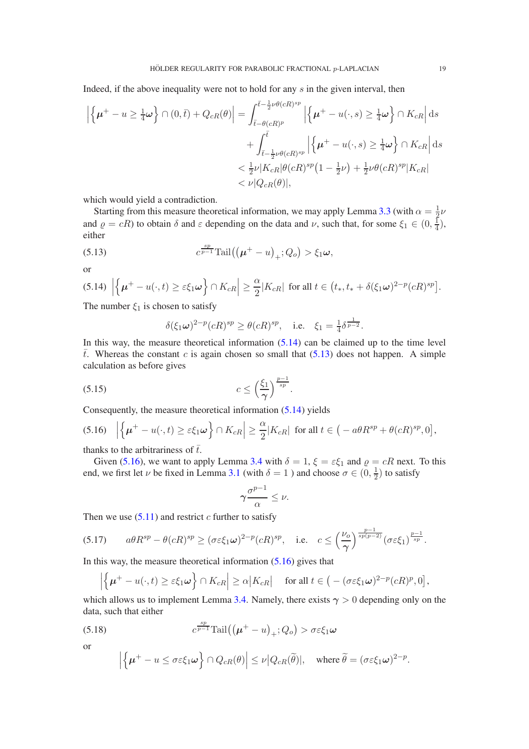Indeed, if the above inequality were not to hold for any $s$ in the given interval, then

$$
\begin{aligned}
\Big|\Big\{\boldsymbol{\mu}^+ - u \geq \tfrac14 \boldsymbol{\omega}\Big\} \cap (0,\bar t) + Q_{cR}(\theta)\Big| &= \int_{\bar t - \theta (cR)^p}^{\bar t - \frac12 \nu\theta(cR)^{sp}} \Big|\Big\{\boldsymbol{\mu}^+ - u(\cdot,s) \geq \tfrac14 \boldsymbol{\omega}\Big\} \cap K_{cR}\Big| \,\mathrm{d}s \\
&\quad + \int_{\bar t - \frac12 \nu\theta(cR)^{sp}}^{\bar t} \Big|\Big\{\boldsymbol{\mu}^+ - u(\cdot,s) \geq \tfrac14 \boldsymbol{\omega}\Big\} \cap K_{cR}\Big| \,\mathrm{d}s \\
&< \tfrac12 \nu |K_{cR}| \theta (cR)^{sp}\big(1 - \tfrac12 \nu\big) + \tfrac12 \nu \theta (cR)^{sp} |K_{cR}| \\
&< \nu |Q_{cR}(\theta)|,
\end{aligned}
$$

which would yield a contradiction.

Starting from this measure theoretical information, we may apply Lemma 3.3 (with $\alpha = \frac12 \nu$ and $\varrho = cR$) to obtain $\delta$ and $\varepsilon$ depending on the data and $\nu$, such that, for some $\xi_1 \in (0, \frac14)$, either

$$
c^{\frac{sp}{p-1}} \mathrm{Tail}\big((\boldsymbol{\mu}^+ - u)_+; Q_o\big) > \xi_1 \boldsymbol{\omega}, \tag{5.13}
$$

or

$$
\Big|\Big\{\boldsymbol{\mu}^+ - u(\cdot,t) \geq \varepsilon\xi_1 \boldsymbol{\omega}\Big\} \cap K_{cR}\Big| \geq \frac{\alpha}{2}|K_{cR}| \;\text{ for all } t \in \big(t_*, t_* + \delta(\xi_1\boldsymbol{\omega})^{2-p}(cR)^{sp}\big]. \tag{5.14}
$$

The number $\xi_1$ is chosen to satisfy

$$
\delta(\xi_1 \boldsymbol{\omega})^{2-p}(cR)^{sp} \geq \theta (cR)^{sp}, \quad \text{i.e.} \quad \xi_1 = \tfrac14 \delta^{\frac{1}{p-2}}.
$$

In this way, the measure theoretical information (5.14) can be claimed up to the time level $\bar t$. Whereas the constant $c$ is again chosen so small that (5.13) does not happen. A simple calculation as before gives

$$
c \leq \Big(\frac{\xi_1}{\boldsymbol{\gamma}}\Big)^{\frac{p-1}{sp}}. \tag{5.15}
$$

Consequently, the measure theoretical information (5.14) yields

$$
\Big|\Big\{\boldsymbol{\mu}^+ - u(\cdot,t) \geq \varepsilon\xi_1 \boldsymbol{\omega}\Big\} \cap K_{cR}\Big| \geq \frac{\alpha}{2}|K_{cR}| \;\text{ for all } t \in \big(-a\theta R^{sp} + \theta(cR)^{sp}, 0\big], \tag{5.16}
$$

thanks to the arbitrariness of $\bar t$.

Given (5.16), we want to apply Lemma 3.4 with $\delta = 1$, $\xi = \varepsilon\xi_1$ and $\varrho = cR$ next. To this end, we first let $\nu$ be fixed in Lemma 3.1 (with $\delta = 1$ ) and choose $\sigma \in (0, \frac12)$ to satisfy

$$
\boldsymbol{\gamma}\frac{\sigma^{p-1}}{\alpha} \leq \nu.
$$

Then we use (5.11) and restrict $c$ further to satisfy

$$
a\theta R^{sp} - \theta(cR)^{sp} \geq (\sigma\varepsilon\xi_1\boldsymbol{\omega})^{2-p}(cR)^{sp}, \quad \text{i.e.} \quad c \leq \Big(\frac{\nu_o}{\boldsymbol{\gamma}}\Big)^{\frac{p-1}{sp(p-2)}}(\sigma\varepsilon\xi_1)^{\frac{p-1}{sp}}. \tag{5.17}
$$

In this way, the measure theoretical information (5.16) gives that

$$
\Big|\Big\{\boldsymbol{\mu}^+ - u(\cdot,t) \geq \varepsilon\xi_1 \boldsymbol{\omega}\Big\} \cap K_{cR}\Big| \geq \alpha|K_{cR}| \quad \text{for all } t \in \big(-(\sigma\varepsilon\xi_1\boldsymbol{\omega})^{2-p}(cR)^p, 0\big],
$$

which allows us to implement Lemma 3.4. Namely, there exists $\boldsymbol{\gamma} > 0$ depending only on the data, such that either

$$
c^{\frac{sp}{p-1}} \mathrm{Tail}\big((\boldsymbol{\mu}^+ - u)_+; Q_o\big) > \sigma\varepsilon\xi_1 \boldsymbol{\omega} \tag{5.18}
$$

or

$$
\Big|\Big\{\boldsymbol{\mu}^+ - u \leq \sigma\varepsilon\xi_1 \boldsymbol{\omega}\Big\} \cap Q_{cR}(\theta)\Big| \leq \nu |Q_{cR}(\widetilde\theta)|, \quad \text{where } \widetilde\theta = (\sigma\varepsilon\xi_1\boldsymbol{\omega})^{2-p}.
$$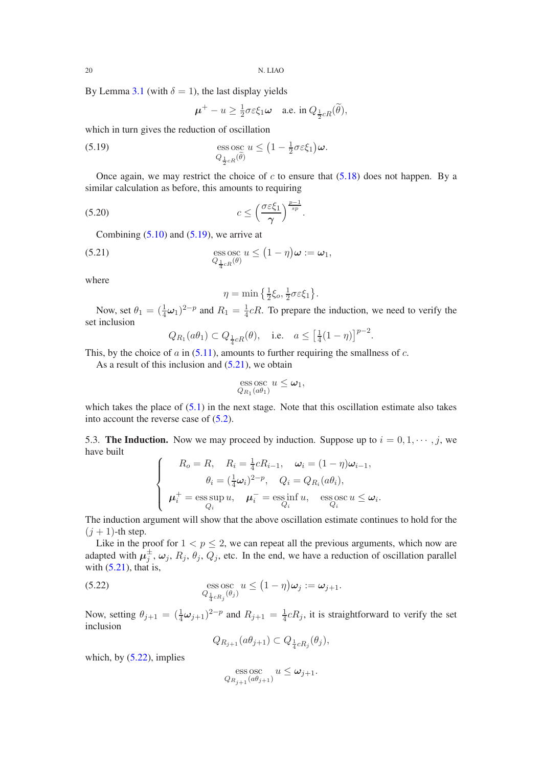By Lemma 3.1 (with $\delta = 1$), the last display yields

$$\boldsymbol{\mu}^+ - u \geq \tfrac{1}{2}\sigma\varepsilon\xi_1\boldsymbol{\omega} \quad \text{a.e. in } Q_{\frac{1}{2}cR}(\widetilde{\theta}),$$

which in turn gives the reduction of oscillation

$$\operatorname*{ess\,osc}_{Q_{\frac{1}{2}cR}(\widetilde{\theta})} u \leq \big(1 - \tfrac{1}{2}\sigma\varepsilon\xi_1\big)\boldsymbol{\omega}. \tag{5.19}$$

Once again, we may restrict the choice of $c$ to ensure that (5.18) does not happen. By a similar calculation as before, this amounts to requiring

$$c \leq \Big(\frac{\sigma\varepsilon\xi_1}{\gamma}\Big)^{\frac{p-1}{sp}}. \tag{5.20}$$

Combining (5.10) and (5.19), we arrive at

$$\operatorname*{ess\,osc}_{Q_{\frac{1}{4}cR}(\theta)} u \leq \big(1 - \eta\big)\boldsymbol{\omega} := \boldsymbol{\omega}_1, \tag{5.21}$$

where

$$\eta = \min\big\{\tfrac{1}{2}\xi_o, \tfrac{1}{2}\sigma\varepsilon\xi_1\big\}.$$

Now, set $\theta_1 = (\frac{1}{4}\boldsymbol{\omega}_1)^{2-p}$ and $R_1 = \frac{1}{4}cR$. To prepare the induction, we need to verify the set inclusion

$$Q_{R_1}(a\theta_1) \subset Q_{\frac{1}{4}cR}(\theta), \quad \text{i.e.} \quad a \leq \big[\tfrac{1}{4}(1-\eta)\big]^{p-2}.$$

This, by the choice of $a$ in (5.11), amounts to further requiring the smallness of $c$.

As a result of this inclusion and (5.21), we obtain

$$\operatorname*{ess\,osc}_{Q_{R_1}(a\theta_1)} u \leq \boldsymbol{\omega}_1,$$

which takes the place of (5.1) in the next stage. Note that this oscillation estimate also takes into account the reverse case of (5.2).

5.3. **The Induction.** Now we may proceed by induction. Suppose up to $i = 0, 1, \cdots, j$, we have built

$$\begin{cases} R_o = R, \quad R_i = \frac{1}{4}cR_{i-1}, \quad \boldsymbol{\omega}_i = (1-\eta)\boldsymbol{\omega}_{i-1}, \\ \theta_i = (\frac{1}{4}\boldsymbol{\omega}_i)^{2-p}, \quad Q_i = Q_{R_i}(a\theta_i), \\ \boldsymbol{\mu}_i^+ = \operatorname*{ess\,sup}_{Q_i} u, \quad \boldsymbol{\mu}_i^- = \operatorname*{ess\,inf}_{Q_i} u, \quad \operatorname*{ess\,osc}_{Q_i} u \leq \boldsymbol{\omega}_i. \end{cases}$$

The induction argument will show that the above oscillation estimate continues to hold for the $(j+1)$-th step.

Like in the proof for $1 < p \leq 2$, we can repeat all the previous arguments, which now are adapted with $\boldsymbol{\mu}_j^{\pm}$, $\boldsymbol{\omega}_j$, $R_j$, $\theta_j$, $Q_j$, etc. In the end, we have a reduction of oscillation parallel with (5.21), that is,

$$\operatorname*{ess\,osc}_{Q_{\frac{1}{4}cR_j}(\theta_j)} u \leq \big(1-\eta\big)\boldsymbol{\omega}_j := \boldsymbol{\omega}_{j+1}. \tag{5.22}$$

Now, setting $\theta_{j+1} = (\frac{1}{4}\boldsymbol{\omega}_{j+1})^{2-p}$ and $R_{j+1} = \frac{1}{4}cR_j$, it is straightforward to verify the set inclusion

$$Q_{R_{j+1}}(a\theta_{j+1}) \subset Q_{\frac{1}{4}cR_j}(\theta_j),$$

which, by (5.22), implies

$$\operatorname*{ess\,osc}_{Q_{R_{j+1}}(a\theta_{j+1})} u \leq \boldsymbol{\omega}_{j+1}.$$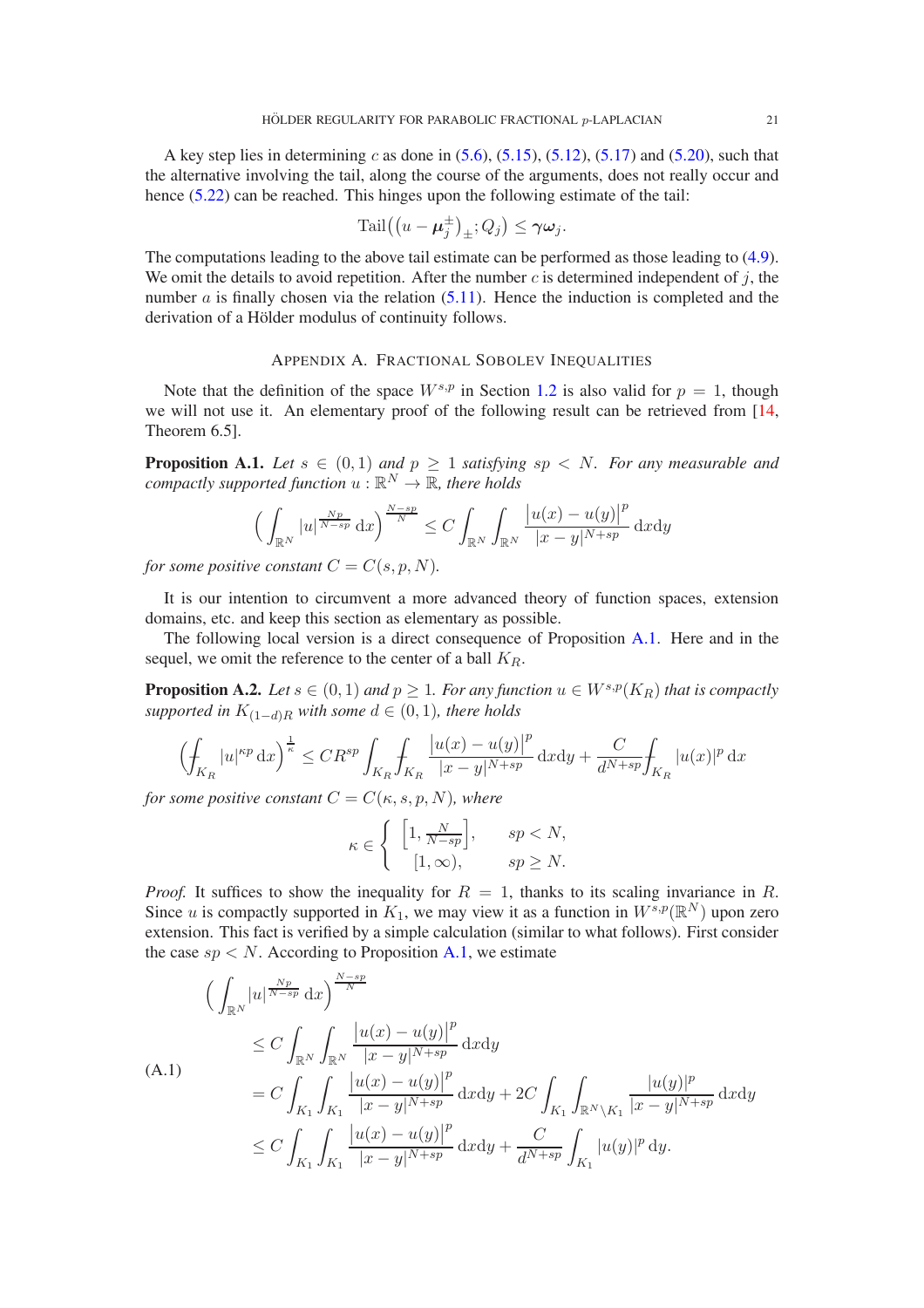A key step lies in determining $c$ as done in (5.6), (5.15), (5.12), (5.17) and (5.20), such that the alternative involving the tail, along the course of the arguments, does not really occur and hence (5.22) can be reached. This hinges upon the following estimate of the tail:

$$\operatorname{Tail}\big((u-\boldsymbol{\mu}_j^{\pm})_{\pm}; Q_j\big) \le \boldsymbol{\gamma}\boldsymbol{\omega}_j.$$

The computations leading to the above tail estimate can be performed as those leading to (4.9). We omit the details to avoid repetition. After the number $c$ is determined independent of $j$, the number $a$ is finally chosen via the relation (5.11). Hence the induction is completed and the derivation of a Hölder modulus of continuity follows.

## Appendix A. Fractional Sobolev Inequalities

Note that the definition of the space $W^{s,p}$ in Section 1.2 is also valid for $p=1$, though we will not use it. An elementary proof of the following result can be retrieved from [14, Theorem 6.5].

**Proposition A.1.** *Let $s\in(0,1)$ and $p\ge 1$ satisfying $sp<N$. For any measurable and compactly supported function $u:\mathbb{R}^N\to\mathbb{R}$, there holds*

$$\Big(\int_{\mathbb{R}^N}|u|^{\frac{Np}{N-sp}}\,\mathrm{d}x\Big)^{\frac{N-sp}{N}} \le C\int_{\mathbb{R}^N}\int_{\mathbb{R}^N}\frac{|u(x)-u(y)|^p}{|x-y|^{N+sp}}\,\mathrm{d}x\mathrm{d}y$$

*for some positive constant $C=C(s,p,N)$.*

It is our intention to circumvent a more advanced theory of function spaces, extension domains, etc. and keep this section as elementary as possible.

The following local version is a direct consequence of Proposition A.1. Here and in the sequel, we omit the reference to the center of a ball $K_R$.

**Proposition A.2.** *Let $s\in(0,1)$ and $p\ge 1$. For any function $u\in W^{s,p}(K_R)$ that is compactly supported in $K_{(1-d)R}$ with some $d\in(0,1)$, there holds*

$$\Big(\fint_{K_R}|u|^{\kappa p}\,\mathrm{d}x\Big)^{\frac{1}{\kappa}} \le CR^{sp}\int_{K_R}\fint_{K_R}\frac{|u(x)-u(y)|^p}{|x-y|^{N+sp}}\,\mathrm{d}x\mathrm{d}y + \frac{C}{d^{N+sp}}\fint_{K_R}|u(x)|^p\,\mathrm{d}x$$

*for some positive constant $C=C(\kappa,s,p,N)$, where*

$$\kappa\in\begin{cases}\Big[1,\frac{N}{N-sp}\Big], & sp<N,\\ [1,\infty), & sp\ge N.\end{cases}$$

*Proof.* It suffices to show the inequality for $R=1$, thanks to its scaling invariance in $R$. Since $u$ is compactly supported in $K_1$, we may view it as a function in $W^{s,p}(\mathbb{R}^N)$ upon zero extension. This fact is verified by a simple calculation (similar to what follows). First consider the case $sp<N$. According to Proposition A.1, we estimate

$$\begin{aligned}
\Big(\int_{\mathbb{R}^N}&|u|^{\frac{Np}{N-sp}}\,\mathrm{d}x\Big)^{\frac{N-sp}{N}}\\
&\le C\int_{\mathbb{R}^N}\int_{\mathbb{R}^N}\frac{|u(x)-u(y)|^p}{|x-y|^{N+sp}}\,\mathrm{d}x\mathrm{d}y\\
&= C\int_{K_1}\int_{K_1}\frac{|u(x)-u(y)|^p}{|x-y|^{N+sp}}\,\mathrm{d}x\mathrm{d}y + 2C\int_{K_1}\int_{\mathbb{R}^N\setminus K_1}\frac{|u(y)|^p}{|x-y|^{N+sp}}\,\mathrm{d}x\mathrm{d}y\\
&\le C\int_{K_1}\int_{K_1}\frac{|u(x)-u(y)|^p}{|x-y|^{N+sp}}\,\mathrm{d}x\mathrm{d}y + \frac{C}{d^{N+sp}}\int_{K_1}|u(y)|^p\,\mathrm{d}y.
\end{aligned}\tag{A.1}$$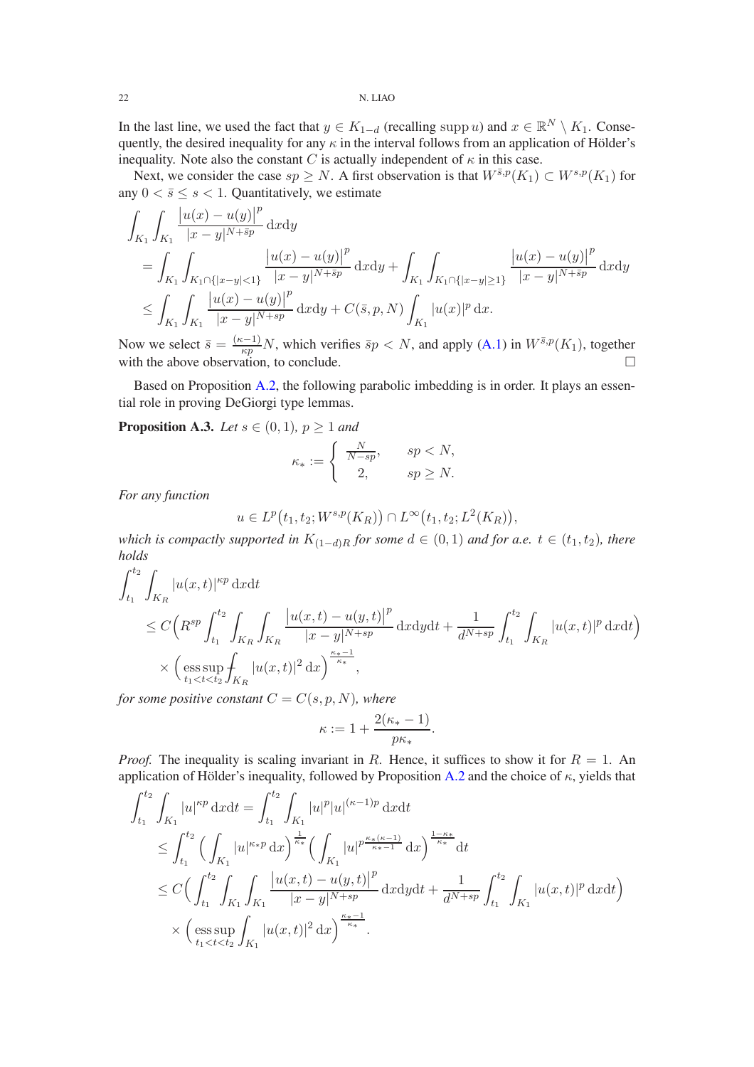In the last line, we used the fact that $y \in K_{1-d}$ (recalling $\operatorname{supp} u$) and $x \in \mathbb{R}^N \setminus K_1$. Consequently, the desired inequality for any $\kappa$ in the interval follows from an application of Hölder's inequality. Note also the constant $C$ is actually independent of $\kappa$ in this case.

Next, we consider the case $sp \geq N$. A first observation is that $W^{\bar{s},p}(K_1) \subset W^{s,p}(K_1)$ for any $0 < \bar{s} \leq s < 1$. Quantitatively, we estimate

$$
\begin{aligned}
\int_{K_1}\int_{K_1} &\frac{\big|u(x)-u(y)\big|^p}{|x-y|^{N+\bar{s}p}}\,\mathrm{d}x\mathrm{d}y \\
&= \int_{K_1}\int_{K_1\cap\{|x-y|<1\}} \frac{\big|u(x)-u(y)\big|^p}{|x-y|^{N+\bar{s}p}}\,\mathrm{d}x\mathrm{d}y + \int_{K_1}\int_{K_1\cap\{|x-y|\geq 1\}} \frac{\big|u(x)-u(y)\big|^p}{|x-y|^{N+\bar{s}p}}\,\mathrm{d}x\mathrm{d}y \\
&\leq \int_{K_1}\int_{K_1} \frac{\big|u(x)-u(y)\big|^p}{|x-y|^{N+sp}}\,\mathrm{d}x\mathrm{d}y + C(\bar{s},p,N)\int_{K_1}|u(x)|^p\,\mathrm{d}x.
\end{aligned}
$$

Now we select $\bar{s} = \frac{(\kappa-1)}{\kappa p}N$, which verifies $\bar{s}p < N$, and apply (A.1) in $W^{\bar{s},p}(K_1)$, together with the above observation, to conclude. □

Based on Proposition A.2, the following parabolic imbedding is in order. It plays an essential role in proving DeGiorgi type lemmas.

**Proposition A.3.** *Let $s \in (0,1)$, $p \geq 1$ and*

$$
\kappa_* := \begin{cases} \frac{N}{N-sp}, & sp < N, \\ 2, & sp \geq N. \end{cases}
$$

*For any function*

$$
u \in L^p\big(t_1,t_2; W^{s,p}(K_R)\big) \cap L^\infty\big(t_1,t_2; L^2(K_R)\big),
$$

*which is compactly supported in $K_{(1-d)R}$ for some $d \in (0,1)$ and for a.e. $t \in (t_1,t_2)$, there holds*

$$
\begin{aligned}
\int_{t_1}^{t_2}\int_{K_R} &|u(x,t)|^{\kappa p}\,\mathrm{d}x\mathrm{d}t \\
&\leq C\Big(R^{sp}\int_{t_1}^{t_2}\int_{K_R}\int_{K_R}\frac{\big|u(x,t)-u(y,t)\big|^p}{|x-y|^{N+sp}}\,\mathrm{d}x\mathrm{d}y\mathrm{d}t + \frac{1}{d^{N+sp}}\int_{t_1}^{t_2}\int_{K_R}|u(x,t)|^p\,\mathrm{d}x\mathrm{d}t\Big) \\
&\quad\times\Big(\operatorname*{ess\,sup}_{t_1<t<t_2} \fint_{K_R}|u(x,t)|^2\,\mathrm{d}x\Big)^{\frac{\kappa_*-1}{\kappa_*}},
\end{aligned}
$$

*for some positive constant $C = C(s,p,N)$, where*

$$
\kappa := 1 + \frac{2(\kappa_*-1)}{p\kappa_*}.
$$

*Proof.* The inequality is scaling invariant in $R$. Hence, it suffices to show it for $R = 1$. An application of Hölder's inequality, followed by Proposition A.2 and the choice of $\kappa$, yields that

$$
\begin{aligned}
\int_{t_1}^{t_2}\int_{K_1}|u|^{\kappa p}\,\mathrm{d}x\mathrm{d}t &= \int_{t_1}^{t_2}\int_{K_1}|u|^p|u|^{(\kappa-1)p}\,\mathrm{d}x\mathrm{d}t \\
&\leq \int_{t_1}^{t_2}\Big(\int_{K_1}|u|^{\kappa_* p}\,\mathrm{d}x\Big)^{\frac{1}{\kappa_*}}\Big(\int_{K_1}|u|^{p\frac{\kappa_*(\kappa-1)}{\kappa_*-1}}\,\mathrm{d}x\Big)^{\frac{1-\kappa_*}{\kappa_*}}\mathrm{d}t \\
&\leq C\Big(\int_{t_1}^{t_2}\int_{K_1}\int_{K_1}\frac{\big|u(x,t)-u(y,t)\big|^p}{|x-y|^{N+sp}}\,\mathrm{d}x\mathrm{d}y\mathrm{d}t + \frac{1}{d^{N+sp}}\int_{t_1}^{t_2}\int_{K_1}|u(x,t)|^p\,\mathrm{d}x\mathrm{d}t\Big) \\
&\quad\times\Big(\operatorname*{ess\,sup}_{t_1<t<t_2}\int_{K_1}|u(x,t)|^2\,\mathrm{d}x\Big)^{\frac{\kappa_*-1}{\kappa_*}}.
\end{aligned}
$$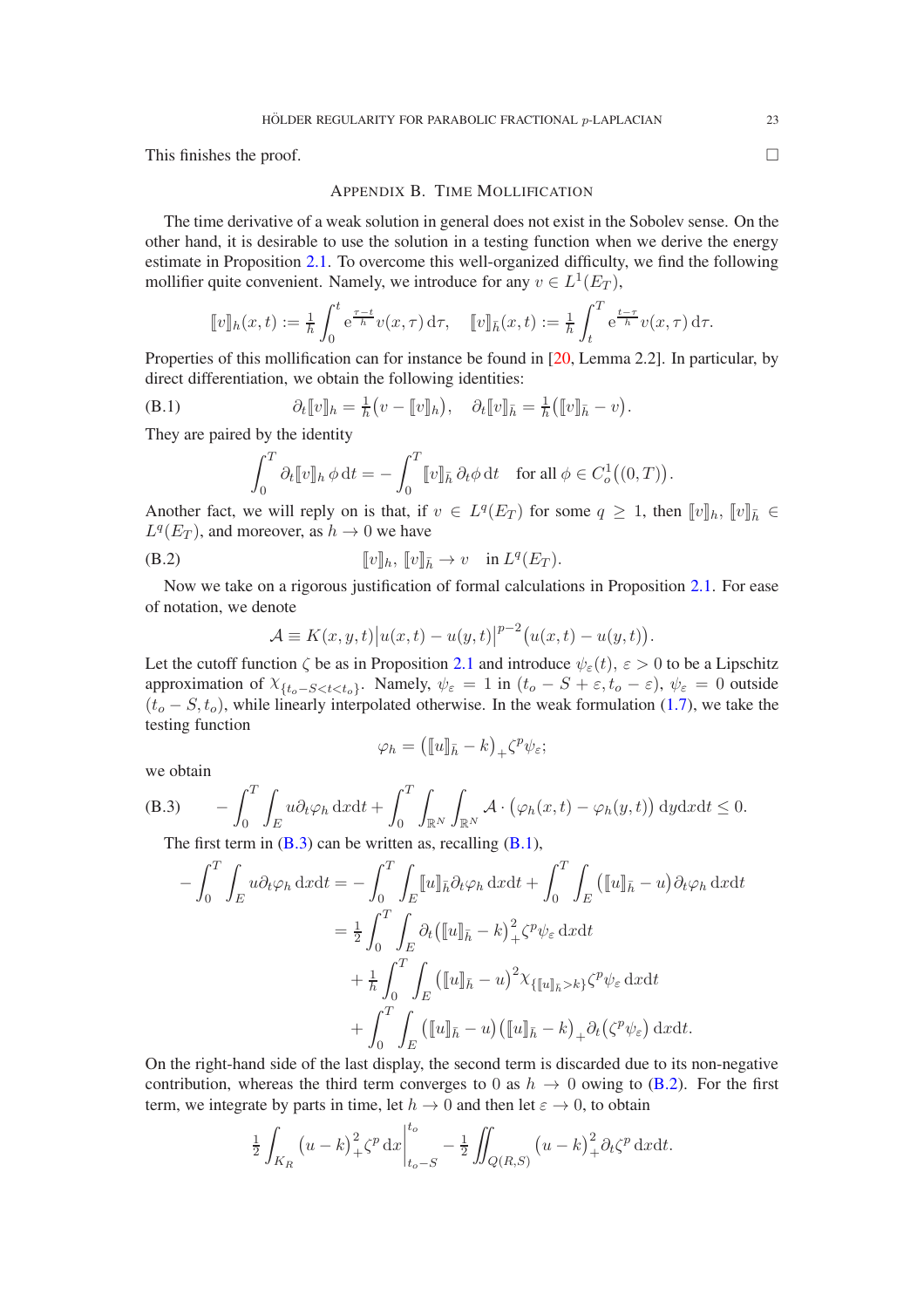This finishes the proof. $\square$

## Appendix B. Time Mollification

The time derivative of a weak solution in general does not exist in the Sobolev sense. On the other hand, it is desirable to use the solution in a testing function when we derive the energy estimate in Proposition 2.1. To overcome this well-organized difficulty, we find the following mollifier quite convenient. Namely, we introduce for any $v \in L^1(E_T)$,

$$[\![v]\!]_h(x,t) := \tfrac{1}{h}\int_0^t \mathrm{e}^{\frac{\tau-t}{h}} v(x,\tau)\,\mathrm{d}\tau, \quad [\![v]\!]_{\bar{h}}(x,t) := \tfrac{1}{h}\int_t^T \mathrm{e}^{\frac{t-\tau}{h}} v(x,\tau)\,\mathrm{d}\tau.$$

Properties of this mollification can for instance be found in [20, Lemma 2.2]. In particular, by direct differentiation, we obtain the following identities:

$$\partial_t [\![v]\!]_h = \tfrac{1}{h}\big(v - [\![v]\!]_h\big), \quad \partial_t [\![v]\!]_{\bar{h}} = \tfrac{1}{h}\big([\![v]\!]_{\bar{h}} - v\big). \tag{B.1}$$

They are paired by the identity

$$\int_0^T \partial_t [\![v]\!]_h\,\phi\,\mathrm{d}t = -\int_0^T [\![v]\!]_{\bar{h}}\,\partial_t\phi\,\mathrm{d}t \quad \text{for all } \phi \in C_o^1\big((0,T)\big).$$

Another fact, we will reply on is that, if $v \in L^q(E_T)$ for some $q \geq 1$, then $[\![v]\!]_h$, $[\![v]\!]_{\bar{h}} \in L^q(E_T)$, and moreover, as $h \to 0$ we have

$$[\![v]\!]_h,\ [\![v]\!]_{\bar{h}} \to v \quad \text{in } L^q(E_T). \tag{B.2}$$

Now we take on a rigorous justification of formal calculations in Proposition 2.1. For ease of notation, we denote

$$\mathcal{A} \equiv K(x,y,t)\big|u(x,t)-u(y,t)\big|^{p-2}\big(u(x,t)-u(y,t)\big).$$

Let the cutoff function $\zeta$ be as in Proposition 2.1 and introduce $\psi_\varepsilon(t)$, $\varepsilon > 0$ to be a Lipschitz approximation of $\chi_{\{t_o-S<t<t_o\}}$. Namely, $\psi_\varepsilon = 1$ in $(t_o-S+\varepsilon, t_o-\varepsilon)$, $\psi_\varepsilon = 0$ outside $(t_o-S, t_o)$, while linearly interpolated otherwise. In the weak formulation (1.7), we take the testing function

$$\varphi_h = \big([\![u]\!]_{\bar{h}} - k\big)_+ \zeta^p \psi_\varepsilon;$$

we obtain

$$-\int_0^T\int_E u\,\partial_t\varphi_h\,\mathrm{d}x\mathrm{d}t + \int_0^T\int_{\mathbb{R}^N}\int_{\mathbb{R}^N}\mathcal{A}\cdot\big(\varphi_h(x,t)-\varphi_h(y,t)\big)\,\mathrm{d}y\mathrm{d}x\mathrm{d}t \leq 0. \tag{B.3}$$

The first term in (B.3) can be written as, recalling (B.1),

$$\begin{aligned}
-\int_0^T\int_E u\,\partial_t\varphi_h\,\mathrm{d}x\mathrm{d}t &= -\int_0^T\int_E [\![u]\!]_{\bar{h}}\partial_t\varphi_h\,\mathrm{d}x\mathrm{d}t + \int_0^T\int_E \big([\![u]\!]_{\bar{h}} - u\big)\partial_t\varphi_h\,\mathrm{d}x\mathrm{d}t \\
&= \tfrac{1}{2}\int_0^T\int_E \partial_t\big([\![u]\!]_{\bar{h}} - k\big)_+^2\zeta^p\psi_\varepsilon\,\mathrm{d}x\mathrm{d}t \\
&\quad + \tfrac{1}{h}\int_0^T\int_E \big([\![u]\!]_{\bar{h}} - u\big)^2\chi_{\{[\![u]\!]_{\bar{h}}>k\}}\zeta^p\psi_\varepsilon\,\mathrm{d}x\mathrm{d}t \\
&\quad + \int_0^T\int_E \big([\![u]\!]_{\bar{h}} - u\big)\big([\![u]\!]_{\bar{h}} - k\big)_+\partial_t\big(\zeta^p\psi_\varepsilon\big)\,\mathrm{d}x\mathrm{d}t.
\end{aligned}$$

On the right-hand side of the last display, the second term is discarded due to its non-negative contribution, whereas the third term converges to $0$ as $h \to 0$ owing to (B.2). For the first term, we integrate by parts in time, let $h \to 0$ and then let $\varepsilon \to 0$, to obtain

$$\tfrac{1}{2}\int_{K_R}(u-k)_+^2\zeta^p\,\mathrm{d}x\bigg|_{t_o-S}^{t_o} - \tfrac{1}{2}\iint_{Q(R,S)}(u-k)_+^2\partial_t\zeta^p\,\mathrm{d}x\mathrm{d}t.$$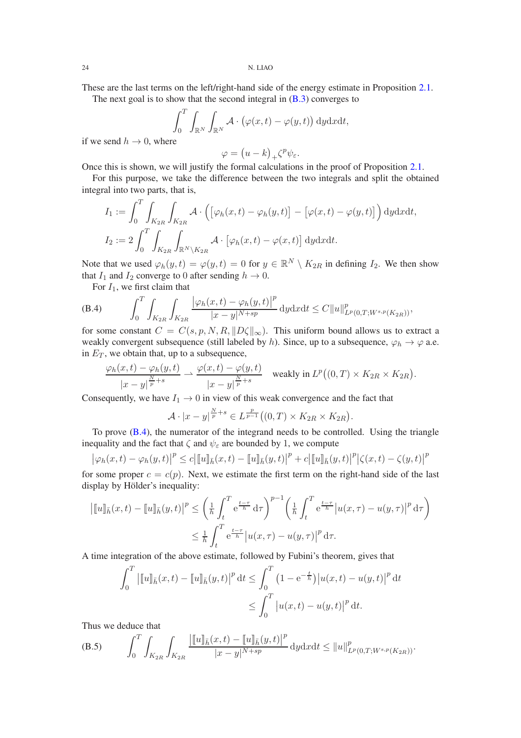These are the last terms on the left/right-hand side of the energy estimate in Proposition 2.1.

The next goal is to show that the second integral in (B.3) converges to

$$\int_0^T \int_{\mathbb{R}^N} \int_{\mathbb{R}^N} \mathcal{A} \cdot \big(\varphi(x,t) - \varphi(y,t)\big) \, \mathrm{d}y\mathrm{d}x\mathrm{d}t,$$

if we send $h \to 0$, where

$$\varphi = \big(u-k\big)_+ \zeta^p \psi_\varepsilon.$$

Once this is shown, we will justify the formal calculations in the proof of Proposition 2.1.

For this purpose, we take the difference between the two integrals and split the obtained integral into two parts, that is,

$$I_1 := \int_0^T \int_{K_{2R}} \int_{K_{2R}} \mathcal{A} \cdot \Big( \big[\varphi_h(x,t) - \varphi_h(y,t)\big] - \big[\varphi(x,t) - \varphi(y,t)\big] \Big) \, \mathrm{d}y\mathrm{d}x\mathrm{d}t,$$

$$I_2 := 2 \int_0^T \int_{K_{2R}} \int_{\mathbb{R}^N \setminus K_{2R}} \mathcal{A} \cdot \big[\varphi_h(x,t) - \varphi(x,t)\big] \, \mathrm{d}y\mathrm{d}x\mathrm{d}t.$$

Note that we used $\varphi_h(y,t) = \varphi(y,t) = 0$ for $y \in \mathbb{R}^N \setminus K_{2R}$ in defining $I_2$. We then show that $I_1$ and $I_2$ converge to 0 after sending $h \to 0$.

For $I_1$, we first claim that

$$\int_0^T \int_{K_{2R}} \int_{K_{2R}} \frac{\big|\varphi_h(x,t) - \varphi_h(y,t)\big|^p}{|x-y|^{N+sp}} \, \mathrm{d}y\mathrm{d}x\mathrm{d}t \le C \|u\|^p_{L^p(0,T;W^{s,p}(K_{2R}))}, \tag{B.4}$$

for some constant $C = C(s,p,N,R,\|D\zeta\|_\infty)$. This uniform bound allows us to extract a weakly convergent subsequence (still labeled by $h$). Since, up to a subsequence, $\varphi_h \to \varphi$ a.e. in $E_T$, we obtain that, up to a subsequence,

$$\frac{\varphi_h(x,t) - \varphi_h(y,t)}{|x-y|^{\frac{N}{p}+s}} \rightharpoonup \frac{\varphi(x,t) - \varphi(y,t)}{|x-y|^{\frac{N}{p}+s}} \quad \text{weakly in } L^p\big((0,T) \times K_{2R} \times K_{2R}\big).$$

Consequently, we have $I_1 \to 0$ in view of this weak convergence and the fact that

$$\mathcal{A} \cdot |x-y|^{\frac{N}{p}+s} \in L^{\frac{p}{p-1}}\big((0,T) \times K_{2R} \times K_{2R}\big).$$

To prove (B.4), the numerator of the integrand needs to be controlled. Using the triangle inequality and the fact that $\zeta$ and $\psi_\varepsilon$ are bounded by 1, we compute

$$\big|\varphi_h(x,t) - \varphi_h(y,t)\big|^p \le c \big|[\![u]\!]_{\bar{h}}(x,t) - [\![u]\!]_{\bar{h}}(y,t)\big|^p + c \big|[\![u]\!]_{\bar{h}}(y,t)\big|^p \big|\zeta(x,t) - \zeta(y,t)\big|^p$$

for some proper $c = c(p)$. Next, we estimate the first term on the right-hand side of the last display by Hölder's inequality:

$$\begin{aligned}
\big|[\![u]\!]_{\bar{h}}(x,t) - [\![u]\!]_{\bar{h}}(y,t)\big|^p &\le \bigg( \frac{1}{h} \int_t^T \mathrm{e}^{\frac{t-\tau}{h}} \, \mathrm{d}\tau \bigg)^{p-1} \bigg( \frac{1}{h} \int_t^T \mathrm{e}^{\frac{t-\tau}{h}} \big|u(x,\tau) - u(y,\tau)\big|^p \, \mathrm{d}\tau \bigg) \\
&\le \frac{1}{h} \int_t^T \mathrm{e}^{\frac{t-\tau}{h}} \big|u(x,\tau) - u(y,\tau)\big|^p \, \mathrm{d}\tau.
\end{aligned}$$

A time integration of the above estimate, followed by Fubini's theorem, gives that

$$\begin{aligned}
\int_0^T \big|[\![u]\!]_{\bar{h}}(x,t) - [\![u]\!]_{\bar{h}}(y,t)\big|^p \, \mathrm{d}t &\le \int_0^T \big(1 - \mathrm{e}^{-\frac{t}{h}}\big) \big|u(x,t) - u(y,t)\big|^p \, \mathrm{d}t \\
&\le \int_0^T \big|u(x,t) - u(y,t)\big|^p \, \mathrm{d}t.
\end{aligned}$$

Thus we deduce that

$$\int_0^T \int_{K_{2R}} \int_{K_{2R}} \frac{\big|[\![u]\!]_{\bar{h}}(x,t) - [\![u]\!]_{\bar{h}}(y,t)\big|^p}{|x-y|^{N+sp}} \, \mathrm{d}y\mathrm{d}x\mathrm{d}t \le \|u\|^p_{L^p(0,T;W^{s,p}(K_{2R}))}. \tag{B.5}$$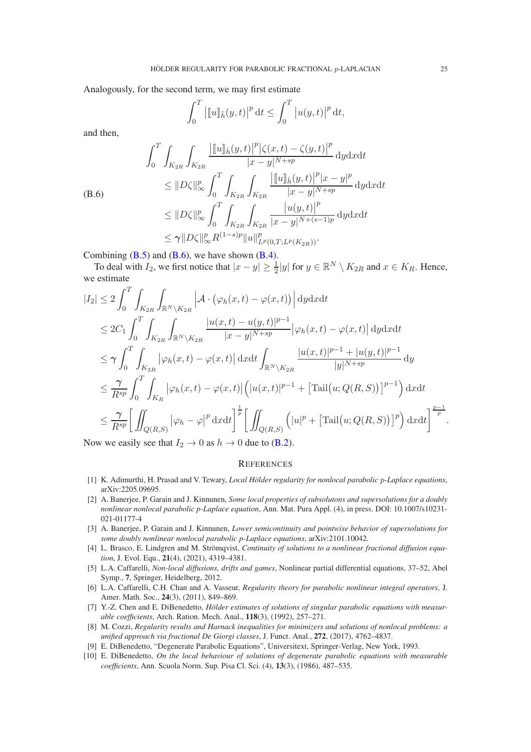Analogously, for the second term, we may first estimate

$$\int_0^T \big|[\![u]\!]_{\bar h}(y,t)\big|^p \,\mathrm{d}t \le \int_0^T \big|u(y,t)\big|^p \,\mathrm{d}t,$$

and then,

$$\tag{B.6}
\begin{aligned}
\int_0^T \int_{K_{2R}} \int_{K_{2R}} & \frac{\big|[\![u]\!]_{\bar h}(y,t)\big|^p \big|\zeta(x,t)-\zeta(y,t)\big|^p}{|x-y|^{N+sp}} \,\mathrm{d}y\mathrm{d}x\mathrm{d}t \\
&\le \|D\zeta\|_\infty^p \int_0^T \int_{K_{2R}} \int_{K_{2R}} \frac{\big|[\![u]\!]_{\bar h}(y,t)\big|^p |x-y|^p}{|x-y|^{N+sp}} \,\mathrm{d}y\mathrm{d}x\mathrm{d}t \\
&\le \|D\zeta\|_\infty^p \int_0^T \int_{K_{2R}} \int_{K_{2R}} \frac{\big|u(y,t)\big|^p}{|x-y|^{N+(s-1)p}} \,\mathrm{d}y\mathrm{d}x\mathrm{d}t \\
&\le \boldsymbol{\gamma} \|D\zeta\|_\infty^p R^{(1-s)p} \|u\|^p_{L^p(0,T;L^p(K_{2R}))}.
\end{aligned}$$

Combining (B.5) and (B.6), we have shown (B.4).

To deal with $I_2$, we first notice that $|x-y| \ge \frac{1}{2}|y|$ for $y \in \mathbb{R}^N \setminus K_{2R}$ and $x \in K_R$. Hence, we estimate

$$\begin{aligned}
|I_2| &\le 2 \int_0^T \int_{K_{2R}} \int_{\mathbb{R}^N \setminus K_{2R}} \Big| \mathcal{A} \cdot \big(\varphi_h(x,t) - \varphi(x,t)\big) \Big| \,\mathrm{d}y\mathrm{d}x\mathrm{d}t \\
&\le 2C_1 \int_0^T \int_{K_{2R}} \int_{\mathbb{R}^N \setminus K_{2R}} \frac{|u(x,t)-u(y,t)|^{p-1}}{|x-y|^{N+sp}} \big|\varphi_h(x,t) - \varphi(x,t)\big| \,\mathrm{d}y\mathrm{d}x\mathrm{d}t \\
&\le \boldsymbol{\gamma} \int_0^T \int_{K_{2R}} \big|\varphi_h(x,t) - \varphi(x,t)\big| \,\mathrm{d}x\mathrm{d}t \int_{\mathbb{R}^N \setminus K_{2R}} \frac{|u(x,t)|^{p-1} + |u(y,t)|^{p-1}}{|y|^{N+sp}} \,\mathrm{d}y \\
&\le \frac{\boldsymbol{\gamma}}{R^{sp}} \int_0^T \int_{K_R} \big|\varphi_h(x,t) - \varphi(x,t)\big| \Big( |u(x,t)|^{p-1} + \big[\mathrm{Tail}\big(u; Q(R,S)\big)\big]^{p-1} \Big) \,\mathrm{d}x\mathrm{d}t \\
&\le \frac{\boldsymbol{\gamma}}{R^{sp}} \bigg[ \iint_{Q(R,S)} \big|\varphi_h - \varphi\big|^p \,\mathrm{d}x\mathrm{d}t \bigg]^{\frac{1}{p}} \bigg[ \iint_{Q(R,S)} \Big( |u|^p + \big[\mathrm{Tail}\big(u; Q(R,S)\big)\big]^p \Big) \,\mathrm{d}x\mathrm{d}t \bigg]^{\frac{p-1}{p}}.
\end{aligned}$$

Now we easily see that $I_2 \to 0$ as $h \to 0$ due to (B.2).

## References

[1] K. Adimurthi, H. Prasad and V. Tewary, *Local Hölder regularity for nonlocal parabolic p-Laplace equations*, arXiv:2205.09695.

[2] A. Banerjee, P. Garain and J. Kinnunen, *Some local properties of subsolutons and supersolutions for a doubly nonlinear nonlocal parabolic p-Laplace equation*, Ann. Mat. Pura Appl. (4), in press. DOI: 10.1007/s10231-021-01177-4

[3] A. Banerjee, P. Garain and J. Kinnunen, *Lower semicontinuity and pointwise behavior of supersolutions for some doubly nonlinear nonlocal parabolic p-Laplace equations*, arXiv:2101.10042.

[4] L. Brasco, E. Lindgren and M. Strömqvist, *Continuity of solutions to a nonlinear fractional diffusion equation*, J. Evol. Equ., **21**(4), (2021), 4319–4381.

[5] L.A. Caffarelli, *Non-local diffusions, drifts and games*, Nonlinear partial differential equations, 37–52, Abel Symp., **7**, Springer, Heidelberg, 2012.

[6] L.A. Caffarelli, C.H. Chan and A. Vasseur, *Regularity theory for parabolic nonlinear integral operators*, J. Amer. Math. Soc., **24**(3), (2011), 849–869.

[7] Y.-Z. Chen and E. DiBenedetto, *Hölder estimates of solutions of singular parabolic equations with measurable coefficients*, Arch. Ration. Mech. Anal., **118**(3), (1992), 257–271.

[8] M. Cozzi, *Regularity results and Harnack inequalities for minimizers and solutions of nonlocal problems: a unified approach via fractional De Giorgi classes*, J. Funct. Anal., **272**, (2017), 4762–4837.

[9] E. DiBenedetto, "Degenerate Parabolic Equations", Universitext, Springer-Verlag, New York, 1993.

[10] E. DiBenedetto, *On the local behaviour of solutions of degenerate parabolic equations with measurable coefficients*, Ann. Scuola Norm. Sup. Pisa Cl. Sci. (4), **13**(3), (1986), 487–535.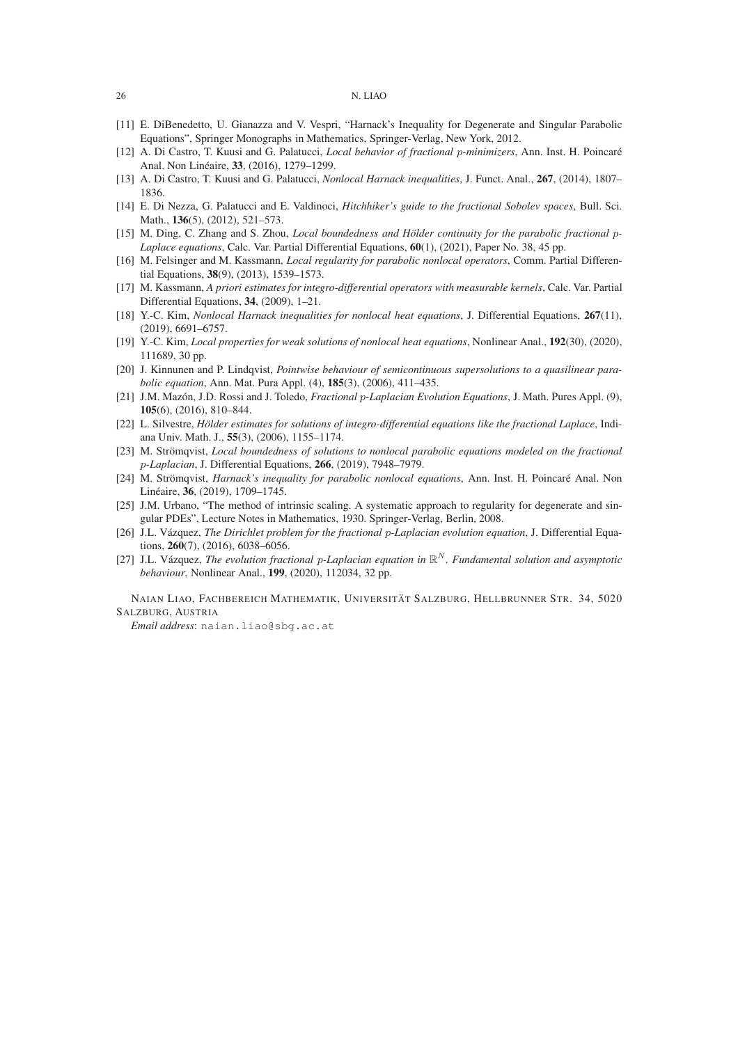[11] E. DiBenedetto, U. Gianazza and V. Vespri, "Harnack's Inequality for Degenerate and Singular Parabolic Equations", Springer Monographs in Mathematics, Springer-Verlag, New York, 2012.

[12] A. Di Castro, T. Kuusi and G. Palatucci, *Local behavior of fractional $p$-minimizers*, Ann. Inst. H. Poincaré Anal. Non Linéaire, **33**, (2016), 1279–1299.

[13] A. Di Castro, T. Kuusi and G. Palatucci, *Nonlocal Harnack inequalities*, J. Funct. Anal., **267**, (2014), 1807–1836.

[14] E. Di Nezza, G. Palatucci and E. Valdinoci, *Hitchhiker's guide to the fractional Sobolev spaces*, Bull. Sci. Math., **136**(5), (2012), 521–573.

[15] M. Ding, C. Zhang and S. Zhou, *Local boundedness and Hölder continuity for the parabolic fractional $p$-Laplace equations*, Calc. Var. Partial Differential Equations, **60**(1), (2021), Paper No. 38, 45 pp.

[16] M. Felsinger and M. Kassmann, *Local regularity for parabolic nonlocal operators*, Comm. Partial Differential Equations, **38**(9), (2013), 1539–1573.

[17] M. Kassmann, *A priori estimates for integro-differential operators with measurable kernels*, Calc. Var. Partial Differential Equations, **34**, (2009), 1–21.

[18] Y.-C. Kim, *Nonlocal Harnack inequalities for nonlocal heat equations*, J. Differential Equations, **267**(11), (2019), 6691–6757.

[19] Y.-C. Kim, *Local properties for weak solutions of nonlocal heat equations*, Nonlinear Anal., **192**(30), (2020), 111689, 30 pp.

[20] J. Kinnunen and P. Lindqvist, *Pointwise behaviour of semicontinuous supersolutions to a quasilinear parabolic equation*, Ann. Mat. Pura Appl. (4), **185**(3), (2006), 411–435.

[21] J.M. Mazón, J.D. Rossi and J. Toledo, *Fractional $p$-Laplacian Evolution Equations*, J. Math. Pures Appl. (9), **105**(6), (2016), 810–844.

[22] L. Silvestre, *Hölder estimates for solutions of integro-differential equations like the fractional Laplace*, Indiana Univ. Math. J., **55**(3), (2006), 1155–1174.

[23] M. Strömqvist, *Local boundedness of solutions to nonlocal parabolic equations modeled on the fractional $p$-Laplacian*, J. Differential Equations, **266**, (2019), 7948–7979.

[24] M. Strömqvist, *Harnack's inequality for parabolic nonlocal equations*, Ann. Inst. H. Poincaré Anal. Non Linéaire, **36**, (2019), 1709–1745.

[25] J.M. Urbano, "The method of intrinsic scaling. A systematic approach to regularity for degenerate and singular PDEs", Lecture Notes in Mathematics, 1930. Springer-Verlag, Berlin, 2008.

[26] J.L. Vázquez, *The Dirichlet problem for the fractional $p$-Laplacian evolution equation*, J. Differential Equations, **260**(7), (2016), 6038–6056.

[27] J.L. Vázquez, *The evolution fractional $p$-Laplacian equation in $\mathbb{R}^N$. Fundamental solution and asymptotic behaviour*, Nonlinear Anal., **199**, (2020), 112034, 32 pp.

NAIAN LIAO, FACHBEREICH MATHEMATIK, UNIVERSITÄT SALZBURG, HELLBRUNNER STR. 34, 5020 SALZBURG, AUSTRIA

*Email address*: naian.liao@sbg.ac.at